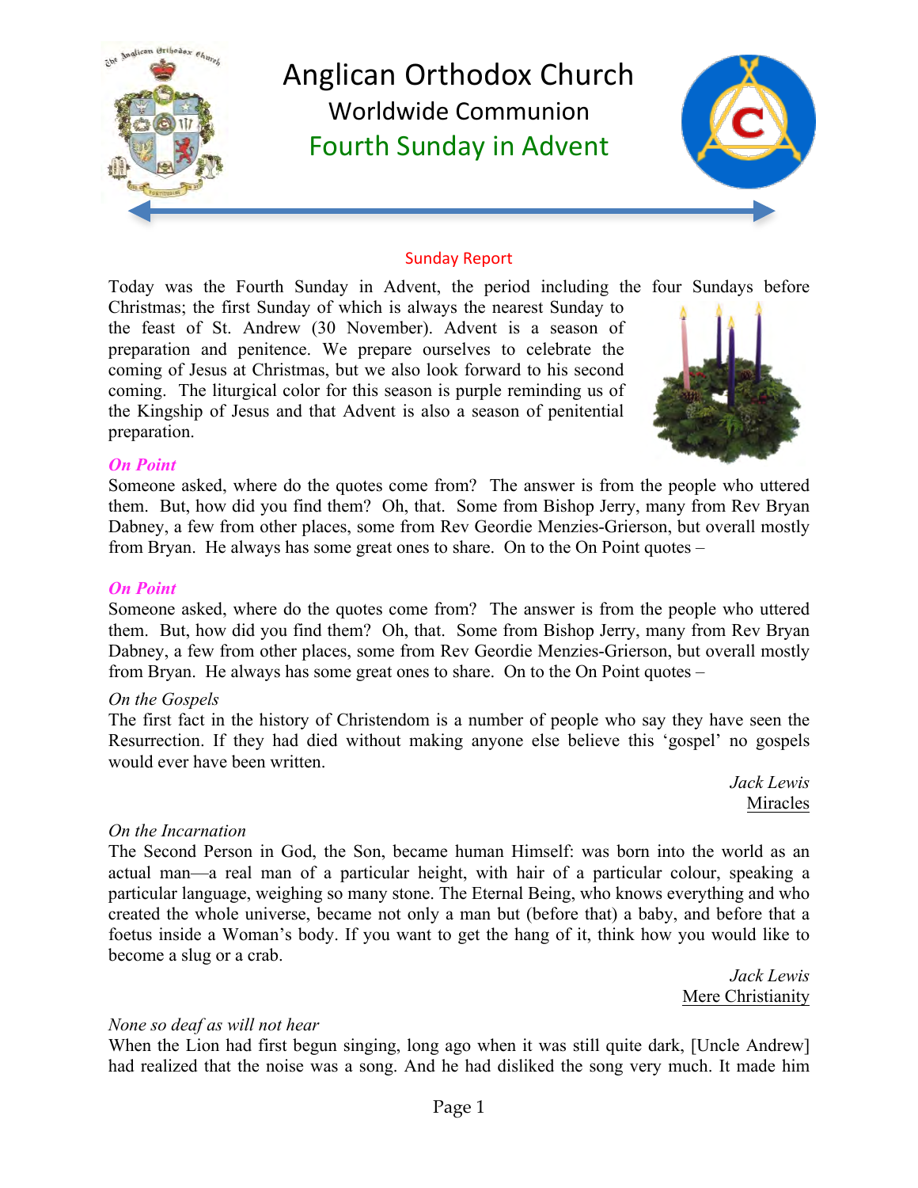# Anglican Orthodox Church

## Worldwide Communion

## Fourth Sunday in Advent

### Sunday Report

Today was the Fourth Sunday in Advent, the period including the four Sundays before Christmas; the first Sunday of which is always the nearest Sunday to the feast of St. Andrew (30 November). Advent is a season of preparation and penitence. We prepare ourselves to celebrate the coming of Jesus at Christmas, but we also look forward to his second coming. The liturgical color for this season is purple reminding us of the Kingship of Jesus and that Advent is also a season of penitential preparation.

***On Point***

Someone asked, where do the quotes come from? The answer is from the people who uttered them. But, how did you find them? Oh, that. Some from Bishop Jerry, many from Rev Bryan Dabney, a few from other places, some from Rev Geordie Menzies-Grierson, but overall mostly from Bryan. He always has some great ones to share. On to the On Point quotes –

***On Point***

Someone asked, where do the quotes come from? The answer is from the people who uttered them. But, how did you find them? Oh, that. Some from Bishop Jerry, many from Rev Bryan Dabney, a few from other places, some from Rev Geordie Menzies-Grierson, but overall mostly from Bryan. He always has some great ones to share. On to the On Point quotes –

*On the Gospels*

The first fact in the history of Christendom is a number of people who say they have seen the Resurrection. If they had died without making anyone else believe this 'gospel' no gospels would ever have been written.

*Jack Lewis*
Miracles

*On the Incarnation*

The Second Person in God, the Son, became human Himself: was born into the world as an actual man—a real man of a particular height, with hair of a particular colour, speaking a particular language, weighing so many stone. The Eternal Being, who knows everything and who created the whole universe, became not only a man but (before that) a baby, and before that a foetus inside a Woman's body. If you want to get the hang of it, think how you would like to become a slug or a crab.

*Jack Lewis*
Mere Christianity

*None so deaf as will not hear*

When the Lion had first begun singing, long ago when it was still quite dark, [Uncle Andrew] had realized that the noise was a song. And he had disliked the song very much. It made him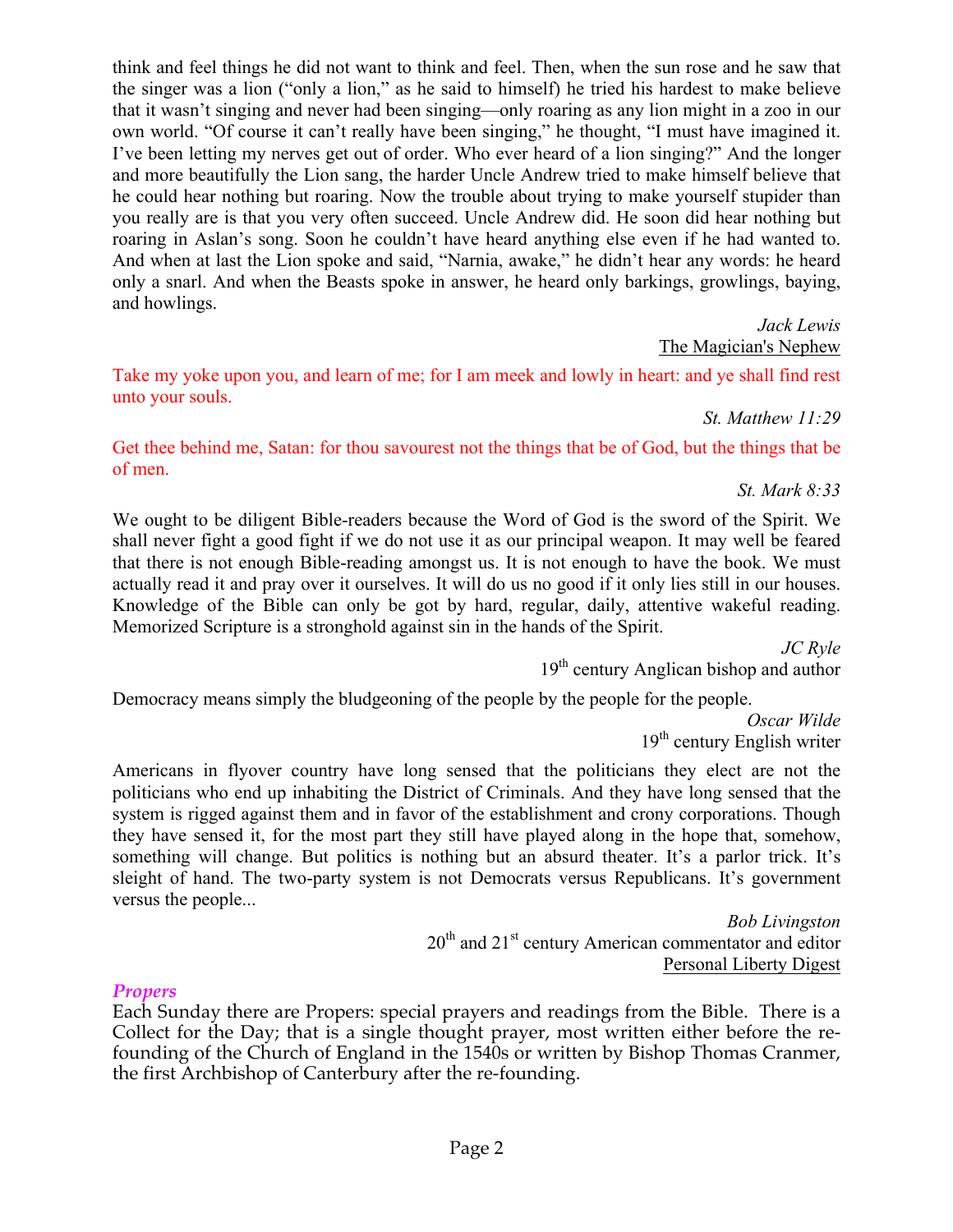think and feel things he did not want to think and feel. Then, when the sun rose and he saw that the singer was a lion ("only a lion," as he said to himself) he tried his hardest to make believe that it wasn't singing and never had been singing—only roaring as any lion might in a zoo in our own world. "Of course it can't really have been singing," he thought, "I must have imagined it. I've been letting my nerves get out of order. Who ever heard of a lion singing?" And the longer and more beautifully the Lion sang, the harder Uncle Andrew tried to make himself believe that he could hear nothing but roaring. Now the trouble about trying to make yourself stupider than you really are is that you very often succeed. Uncle Andrew did. He soon did hear nothing but roaring in Aslan's song. Soon he couldn't have heard anything else even if he had wanted to. And when at last the Lion spoke and said, "Narnia, awake," he didn't hear any words: he heard only a snarl. And when the Beasts spoke in answer, he heard only barkings, growlings, baying, and howlings.

*Jack Lewis*
The Magician's Nephew

Take my yoke upon you, and learn of me; for I am meek and lowly in heart: and ye shall find rest unto your souls.

*St. Matthew 11:29*

Get thee behind me, Satan: for thou savourest not the things that be of God, but the things that be of men.

*St. Mark 8:33*

We ought to be diligent Bible-readers because the Word of God is the sword of the Spirit. We shall never fight a good fight if we do not use it as our principal weapon. It may well be feared that there is not enough Bible-reading amongst us. It is not enough to have the book. We must actually read it and pray over it ourselves. It will do us no good if it only lies still in our houses. Knowledge of the Bible can only be got by hard, regular, daily, attentive wakeful reading. Memorized Scripture is a stronghold against sin in the hands of the Spirit.

*JC Ryle*
19th century Anglican bishop and author

Democracy means simply the bludgeoning of the people by the people for the people.

*Oscar Wilde*
19th century English writer

Americans in flyover country have long sensed that the politicians they elect are not the politicians who end up inhabiting the District of Criminals. And they have long sensed that the system is rigged against them and in favor of the establishment and crony corporations. Though they have sensed it, for the most part they still have played along in the hope that, somehow, something will change. But politics is nothing but an absurd theater. It's a parlor trick. It's sleight of hand. The two-party system is not Democrats versus Republicans. It's government versus the people...

*Bob Livingston*
20th and 21st century American commentator and editor
Personal Liberty Digest

## *Propers*

Each Sunday there are Propers: special prayers and readings from the Bible. There is a Collect for the Day; that is a single thought prayer, most written either before the re-founding of the Church of England in the 1540s or written by Bishop Thomas Cranmer, the first Archbishop of Canterbury after the re-founding.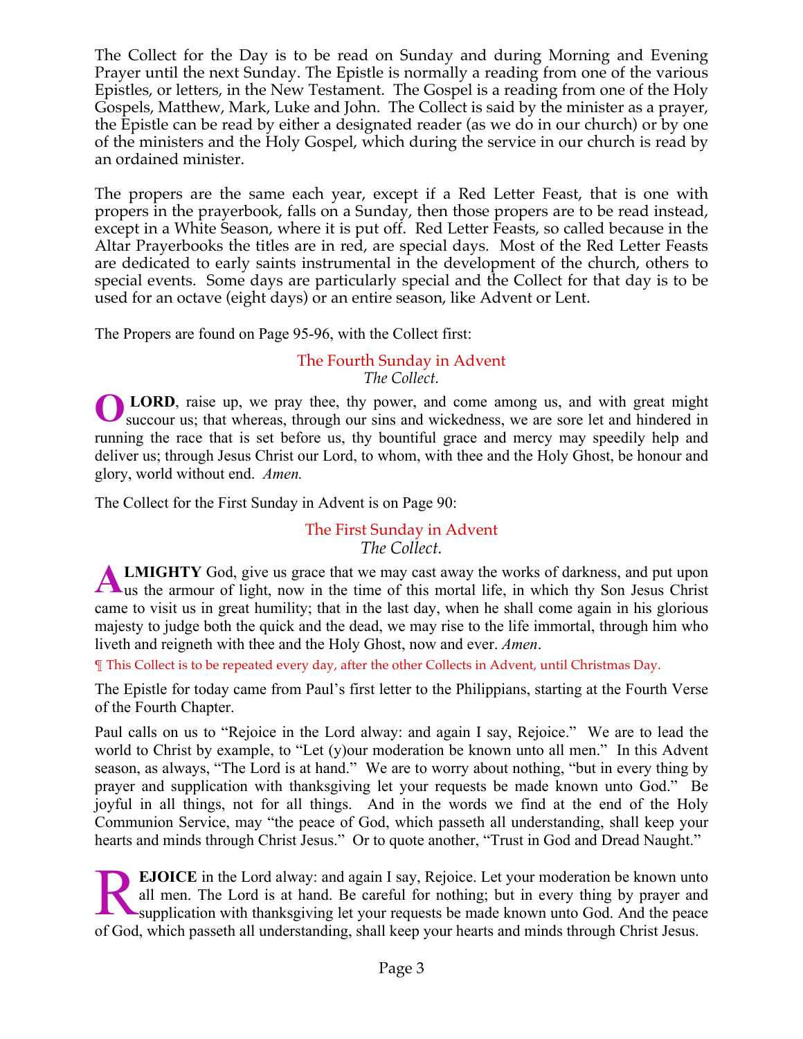The Collect for the Day is to be read on Sunday and during Morning and Evening Prayer until the next Sunday. The Epistle is normally a reading from one of the various Epistles, or letters, in the New Testament. The Gospel is a reading from one of the Holy Gospels, Matthew, Mark, Luke and John. The Collect is said by the minister as a prayer, the Epistle can be read by either a designated reader (as we do in our church) or by one of the ministers and the Holy Gospel, which during the service in our church is read by an ordained minister.

The propers are the same each year, except if a Red Letter Feast, that is one with propers in the prayerbook, falls on a Sunday, then those propers are to be read instead, except in a White Season, where it is put off. Red Letter Feasts, so called because in the Altar Prayerbooks the titles are in red, are special days. Most of the Red Letter Feasts are dedicated to early saints instrumental in the development of the church, others to special events. Some days are particularly special and the Collect for that day is to be used for an octave (eight days) or an entire season, like Advent or Lent.

The Propers are found on Page 95-96, with the Collect first:

### The Fourth Sunday in Advent

*The Collect.*

**O LORD**, raise up, we pray thee, thy power, and come among us, and with great might succour us; that whereas, through our sins and wickedness, we are sore let and hindered in running the race that is set before us, thy bountiful grace and mercy may speedily help and deliver us; through Jesus Christ our Lord, to whom, with thee and the Holy Ghost, be honour and glory, world without end. *Amen.*

The Collect for the First Sunday in Advent is on Page 90:

### The First Sunday in Advent

*The Collect.*

**ALMIGHTY** God, give us grace that we may cast away the works of darkness, and put upon us the armour of light, now in the time of this mortal life, in which thy Son Jesus Christ came to visit us in great humility; that in the last day, when he shall come again in his glorious majesty to judge both the quick and the dead, we may rise to the life immortal, through him who liveth and reigneth with thee and the Holy Ghost, now and ever. *Amen*.

¶ This Collect is to be repeated every day, after the other Collects in Advent, until Christmas Day.

The Epistle for today came from Paul's first letter to the Philippians, starting at the Fourth Verse of the Fourth Chapter.

Paul calls on us to "Rejoice in the Lord alway: and again I say, Rejoice." We are to lead the world to Christ by example, to "Let (y)our moderation be known unto all men." In this Advent season, as always, "The Lord is at hand." We are to worry about nothing, "but in every thing by prayer and supplication with thanksgiving let your requests be made known unto God." Be joyful in all things, not for all things. And in the words we find at the end of the Holy Communion Service, may "the peace of God, which passeth all understanding, shall keep your hearts and minds through Christ Jesus." Or to quote another, "Trust in God and Dread Naught."

**REJOICE** in the Lord alway: and again I say, Rejoice. Let your moderation be known unto all men. The Lord is at hand. Be careful for nothing; but in every thing by prayer and supplication with thanksgiving let your requests be made known unto God. And the peace of God, which passeth all understanding, shall keep your hearts and minds through Christ Jesus.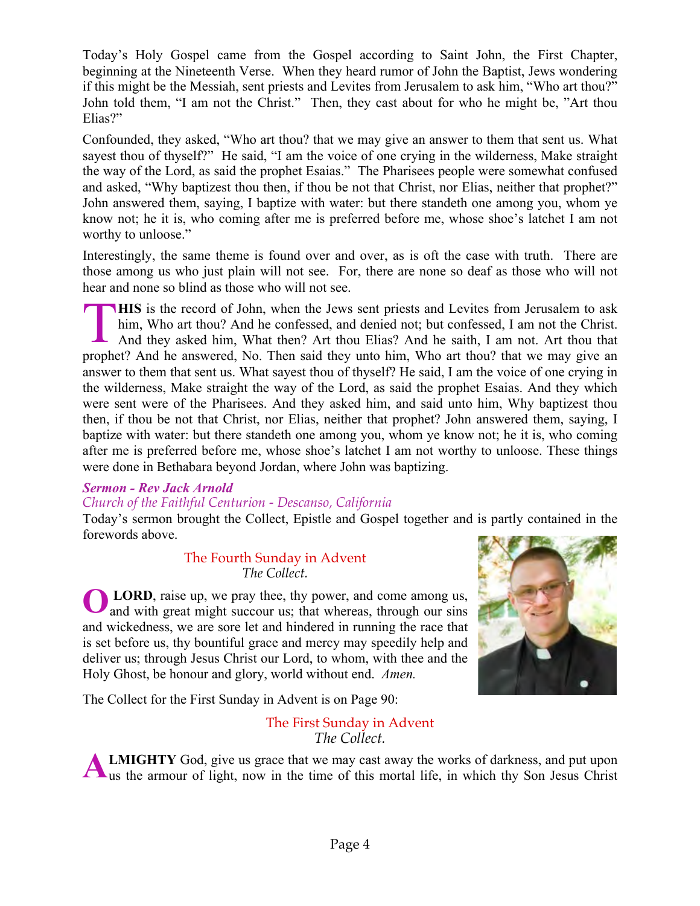Today's Holy Gospel came from the Gospel according to Saint John, the First Chapter, beginning at the Nineteenth Verse. When they heard rumor of John the Baptist, Jews wondering if this might be the Messiah, sent priests and Levites from Jerusalem to ask him, "Who art thou?" John told them, "I am not the Christ." Then, they cast about for who he might be, "Art thou Elias?"

Confounded, they asked, "Who art thou? that we may give an answer to them that sent us. What sayest thou of thyself?" He said, "I am the voice of one crying in the wilderness, Make straight the way of the Lord, as said the prophet Esaias." The Pharisees people were somewhat confused and asked, "Why baptizest thou then, if thou be not that Christ, nor Elias, neither that prophet?" John answered them, saying, I baptize with water: but there standeth one among you, whom ye know not; he it is, who coming after me is preferred before me, whose shoe's latchet I am not worthy to unloose."

Interestingly, the same theme is found over and over, as is oft the case with truth. There are those among us who just plain will not see. For, there are none so deaf as those who will not hear and none so blind as those who will not see.

**THIS** is the record of John, when the Jews sent priests and Levites from Jerusalem to ask him, Who art thou? And he confessed, and denied not; but confessed, I am not the Christ. And they asked him, What then? Art thou Elias? And he saith, I am not. Art thou that prophet? And he answered, No. Then said they unto him, Who art thou? that we may give an answer to them that sent us. What sayest thou of thyself? He said, I am the voice of one crying in the wilderness, Make straight the way of the Lord, as said the prophet Esaias. And they which were sent were of the Pharisees. And they asked him, and said unto him, Why baptizest thou then, if thou be not that Christ, nor Elias, neither that prophet? John answered them, saying, I baptize with water: but there standeth one among you, whom ye know not; he it is, who coming after me is preferred before me, whose shoe's latchet I am not worthy to unloose. These things were done in Bethabara beyond Jordan, where John was baptizing.

***Sermon - Rev Jack Arnold***
*Church of the Faithful Centurion - Descanso, California*

Today's sermon brought the Collect, Epistle and Gospel together and is partly contained in the forewords above.

### The Fourth Sunday in Advent
*The Collect.*

**O LORD**, raise up, we pray thee, thy power, and come among us, and with great might succour us; that whereas, through our sins and wickedness, we are sore let and hindered in running the race that is set before us, thy bountiful grace and mercy may speedily help and deliver us; through Jesus Christ our Lord, to whom, with thee and the Holy Ghost, be honour and glory, world without end. *Amen.*

The Collect for the First Sunday in Advent is on Page 90:

### The First Sunday in Advent
*The Collect.*

**ALMIGHTY** God, give us grace that we may cast away the works of darkness, and put upon us the armour of light, now in the time of this mortal life, in which thy Son Jesus Christ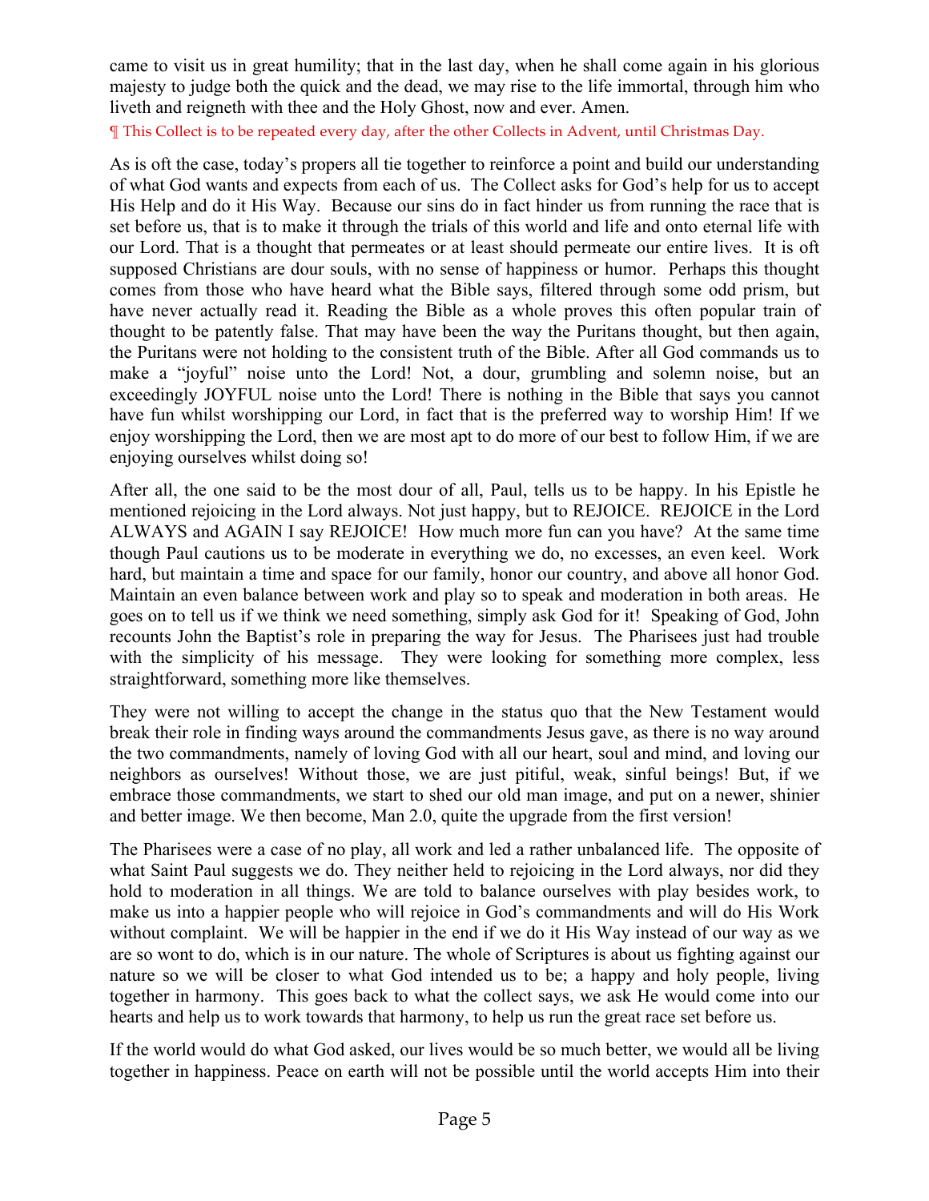came to visit us in great humility; that in the last day, when he shall come again in his glorious majesty to judge both the quick and the dead, we may rise to the life immortal, through him who liveth and reigneth with thee and the Holy Ghost, now and ever. Amen.

¶ This Collect is to be repeated every day, after the other Collects in Advent, until Christmas Day.

As is oft the case, today's propers all tie together to reinforce a point and build our understanding of what God wants and expects from each of us. The Collect asks for God's help for us to accept His Help and do it His Way. Because our sins do in fact hinder us from running the race that is set before us, that is to make it through the trials of this world and life and onto eternal life with our Lord. That is a thought that permeates or at least should permeate our entire lives. It is oft supposed Christians are dour souls, with no sense of happiness or humor. Perhaps this thought comes from those who have heard what the Bible says, filtered through some odd prism, but have never actually read it. Reading the Bible as a whole proves this often popular train of thought to be patently false. That may have been the way the Puritans thought, but then again, the Puritans were not holding to the consistent truth of the Bible. After all God commands us to make a "joyful" noise unto the Lord! Not, a dour, grumbling and solemn noise, but an exceedingly JOYFUL noise unto the Lord! There is nothing in the Bible that says you cannot have fun whilst worshipping our Lord, in fact that is the preferred way to worship Him! If we enjoy worshipping the Lord, then we are most apt to do more of our best to follow Him, if we are enjoying ourselves whilst doing so!

After all, the one said to be the most dour of all, Paul, tells us to be happy. In his Epistle he mentioned rejoicing in the Lord always. Not just happy, but to REJOICE. REJOICE in the Lord ALWAYS and AGAIN I say REJOICE! How much more fun can you have? At the same time though Paul cautions us to be moderate in everything we do, no excesses, an even keel. Work hard, but maintain a time and space for our family, honor our country, and above all honor God. Maintain an even balance between work and play so to speak and moderation in both areas. He goes on to tell us if we think we need something, simply ask God for it! Speaking of God, John recounts John the Baptist's role in preparing the way for Jesus. The Pharisees just had trouble with the simplicity of his message. They were looking for something more complex, less straightforward, something more like themselves.

They were not willing to accept the change in the status quo that the New Testament would break their role in finding ways around the commandments Jesus gave, as there is no way around the two commandments, namely of loving God with all our heart, soul and mind, and loving our neighbors as ourselves! Without those, we are just pitiful, weak, sinful beings! But, if we embrace those commandments, we start to shed our old man image, and put on a newer, shinier and better image. We then become, Man 2.0, quite the upgrade from the first version!

The Pharisees were a case of no play, all work and led a rather unbalanced life. The opposite of what Saint Paul suggests we do. They neither held to rejoicing in the Lord always, nor did they hold to moderation in all things. We are told to balance ourselves with play besides work, to make us into a happier people who will rejoice in God's commandments and will do His Work without complaint. We will be happier in the end if we do it His Way instead of our way as we are so wont to do, which is in our nature. The whole of Scriptures is about us fighting against our nature so we will be closer to what God intended us to be; a happy and holy people, living together in harmony. This goes back to what the collect says, we ask He would come into our hearts and help us to work towards that harmony, to help us run the great race set before us.

If the world would do what God asked, our lives would be so much better, we would all be living together in happiness. Peace on earth will not be possible until the world accepts Him into their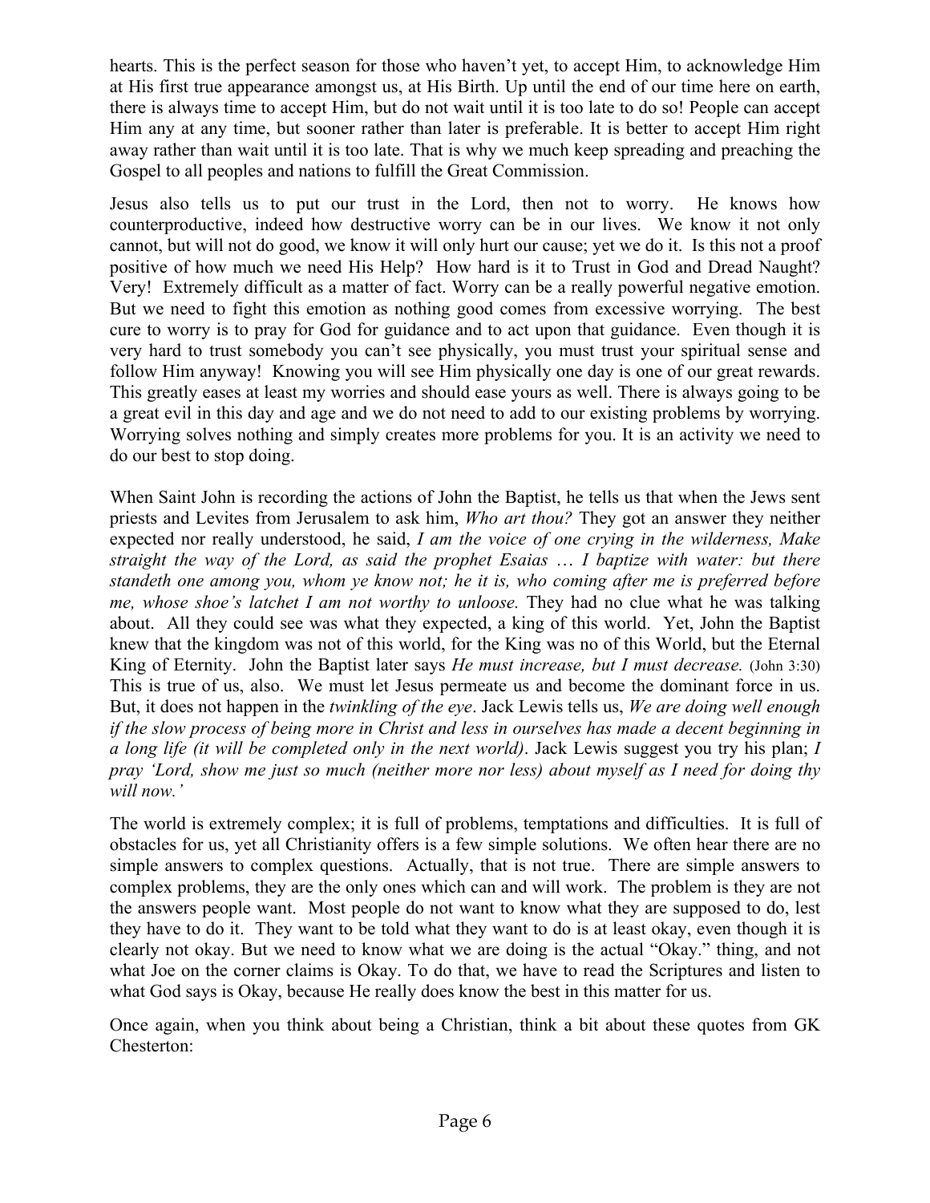hearts. This is the perfect season for those who haven't yet, to accept Him, to acknowledge Him at His first true appearance amongst us, at His Birth. Up until the end of our time here on earth, there is always time to accept Him, but do not wait until it is too late to do so! People can accept Him any at any time, but sooner rather than later is preferable. It is better to accept Him right away rather than wait until it is too late. That is why we much keep spreading and preaching the Gospel to all peoples and nations to fulfill the Great Commission.

Jesus also tells us to put our trust in the Lord, then not to worry. He knows how counterproductive, indeed how destructive worry can be in our lives. We know it not only cannot, but will not do good, we know it will only hurt our cause; yet we do it. Is this not a proof positive of how much we need His Help? How hard is it to Trust in God and Dread Naught? Very! Extremely difficult as a matter of fact. Worry can be a really powerful negative emotion. But we need to fight this emotion as nothing good comes from excessive worrying. The best cure to worry is to pray for God for guidance and to act upon that guidance. Even though it is very hard to trust somebody you can't see physically, you must trust your spiritual sense and follow Him anyway! Knowing you will see Him physically one day is one of our great rewards. This greatly eases at least my worries and should ease yours as well. There is always going to be a great evil in this day and age and we do not need to add to our existing problems by worrying. Worrying solves nothing and simply creates more problems for you. It is an activity we need to do our best to stop doing.

When Saint John is recording the actions of John the Baptist, he tells us that when the Jews sent priests and Levites from Jerusalem to ask him, *Who art thou?* They got an answer they neither expected nor really understood, he said, *I am the voice of one crying in the wilderness, Make straight the way of the Lord, as said the prophet Esaias … I baptize with water: but there standeth one among you, whom ye know not; he it is, who coming after me is preferred before me, whose shoe's latchet I am not worthy to unloose.* They had no clue what he was talking about. All they could see was what they expected, a king of this world. Yet, John the Baptist knew that the kingdom was not of this world, for the King was no of this World, but the Eternal King of Eternity. John the Baptist later says *He must increase, but I must decrease.* (John 3:30) This is true of us, also. We must let Jesus permeate us and become the dominant force in us. But, it does not happen in the *twinkling of the eye*. Jack Lewis tells us, *We are doing well enough if the slow process of being more in Christ and less in ourselves has made a decent beginning in a long life (it will be completed only in the next world)*. Jack Lewis suggest you try his plan; *I pray 'Lord, show me just so much (neither more nor less) about myself as I need for doing thy will now.'*

The world is extremely complex; it is full of problems, temptations and difficulties. It is full of obstacles for us, yet all Christianity offers is a few simple solutions. We often hear there are no simple answers to complex questions. Actually, that is not true. There are simple answers to complex problems, they are the only ones which can and will work. The problem is they are not the answers people want. Most people do not want to know what they are supposed to do, lest they have to do it. They want to be told what they want to do is at least okay, even though it is clearly not okay. But we need to know what we are doing is the actual "Okay." thing, and not what Joe on the corner claims is Okay. To do that, we have to read the Scriptures and listen to what God says is Okay, because He really does know the best in this matter for us.

Once again, when you think about being a Christian, think a bit about these quotes from GK Chesterton: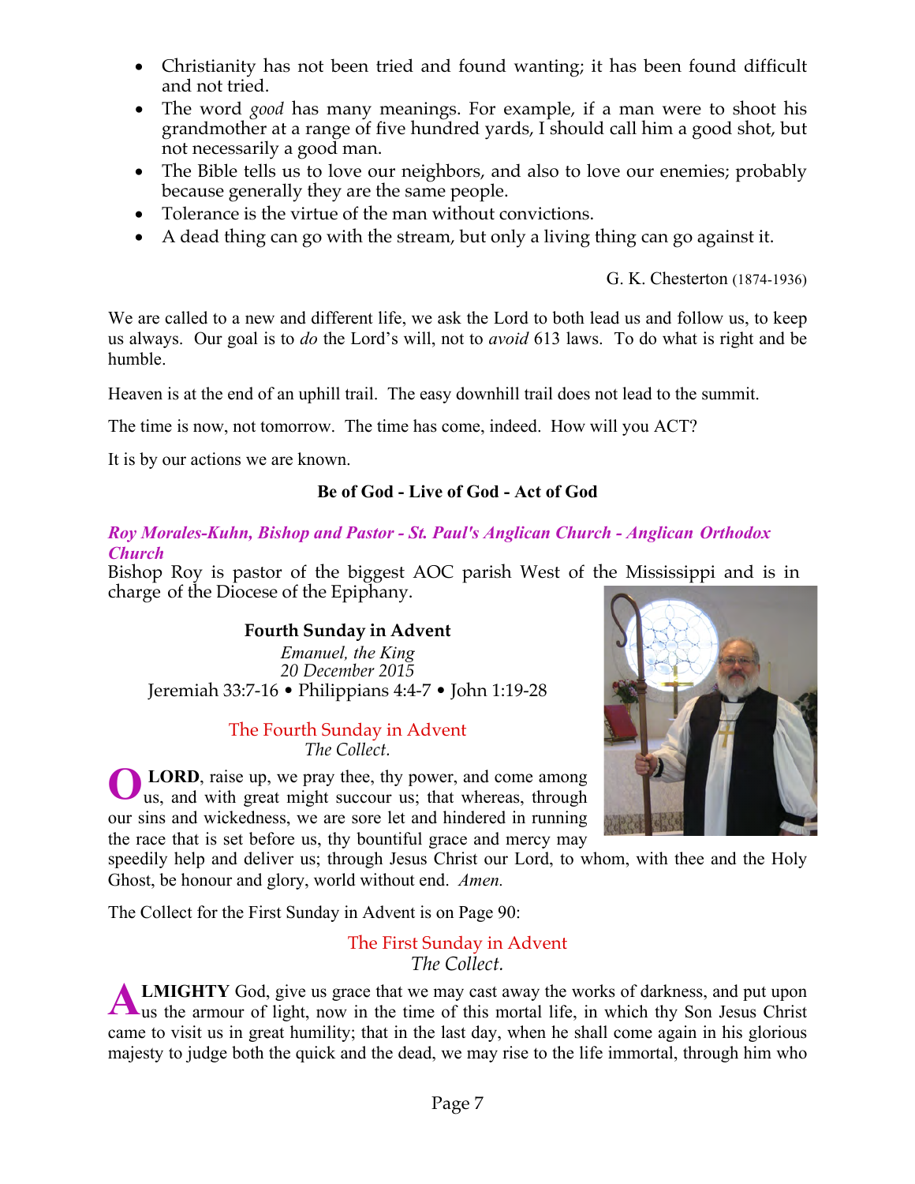- Christianity has not been tried and found wanting; it has been found difficult and not tried.
- The word *good* has many meanings. For example, if a man were to shoot his grandmother at a range of five hundred yards, I should call him a good shot, but not necessarily a good man.
- The Bible tells us to love our neighbors, and also to love our enemies; probably because generally they are the same people.
- Tolerance is the virtue of the man without convictions.
- A dead thing can go with the stream, but only a living thing can go against it.

G. K. Chesterton (1874-1936)

We are called to a new and different life, we ask the Lord to both lead us and follow us, to keep us always. Our goal is to *do* the Lord's will, not to *avoid* 613 laws. To do what is right and be humble.

Heaven is at the end of an uphill trail. The easy downhill trail does not lead to the summit.

The time is now, not tomorrow. The time has come, indeed. How will you ACT?

It is by our actions we are known.

**Be of God - Live of God - Act of God**

***Roy Morales-Kuhn, Bishop and Pastor - St. Paul's Anglican Church - Anglican Orthodox Church***

Bishop Roy is pastor of the biggest AOC parish West of the Mississippi and is in charge of the Diocese of the Epiphany.

**Fourth Sunday in Advent**

*Emanuel, the King*
*20 December 2015*
Jeremiah 33:7-16 • Philippians 4:4-7 • John 1:19-28

The Fourth Sunday in Advent
*The Collect.*

**O LORD**, raise up, we pray thee, thy power, and come among us, and with great might succour us; that whereas, through our sins and wickedness, we are sore let and hindered in running the race that is set before us, thy bountiful grace and mercy may speedily help and deliver us; through Jesus Christ our Lord, to whom, with thee and the Holy Ghost, be honour and glory, world without end. *Amen.*

The Collect for the First Sunday in Advent is on Page 90:

The First Sunday in Advent
*The Collect.*

**ALMIGHTY** God, give us grace that we may cast away the works of darkness, and put upon us the armour of light, now in the time of this mortal life, in which thy Son Jesus Christ came to visit us in great humility; that in the last day, when he shall come again in his glorious majesty to judge both the quick and the dead, we may rise to the life immortal, through him who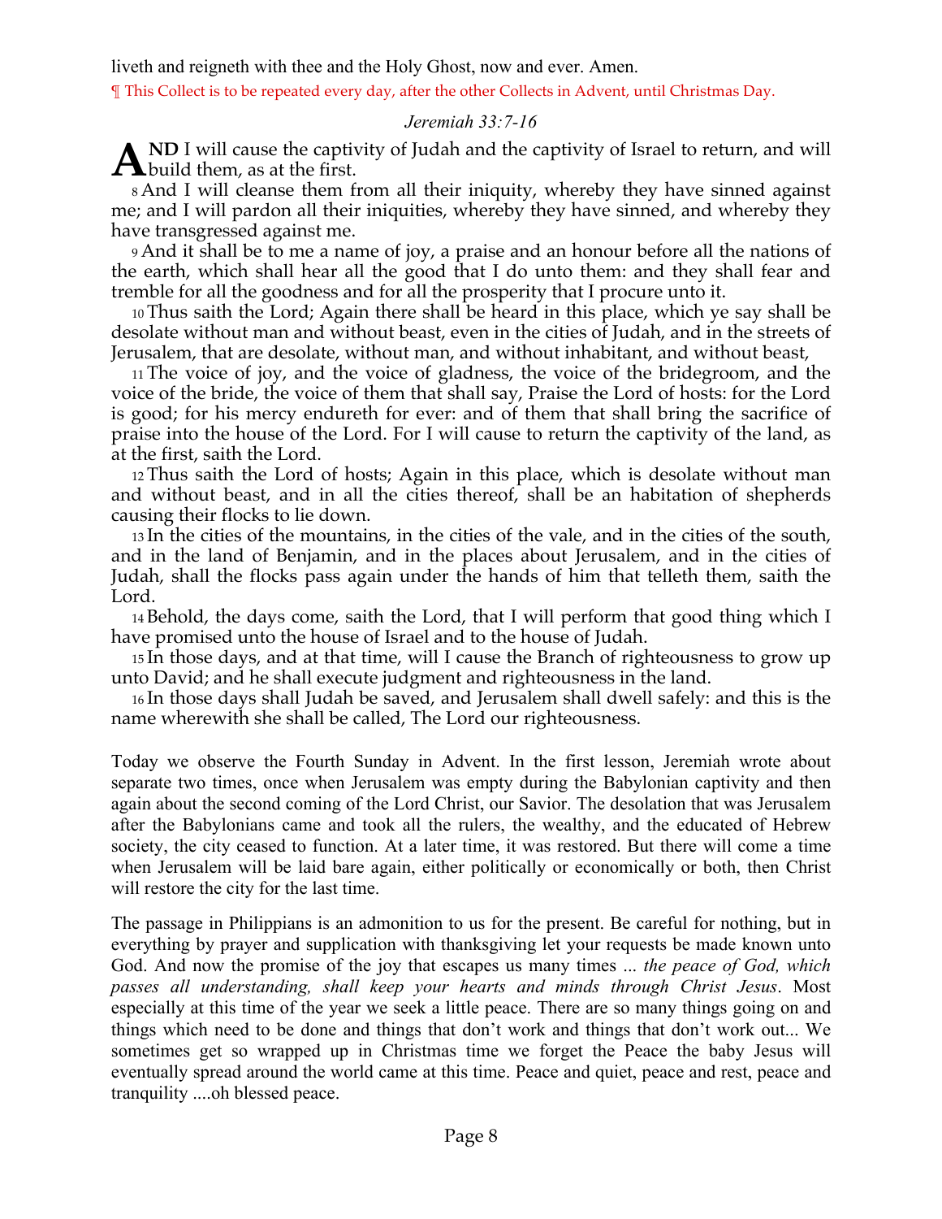liveth and reigneth with thee and the Holy Ghost, now and ever. Amen.

¶ This Collect is to be repeated every day, after the other Collects in Advent, until Christmas Day.

*Jeremiah 33:7-16*

**AND** I will cause the captivity of Judah and the captivity of Israel to return, and will build them, as at the first.

8 And I will cleanse them from all their iniquity, whereby they have sinned against me; and I will pardon all their iniquities, whereby they have sinned, and whereby they have transgressed against me.

9 And it shall be to me a name of joy, a praise and an honour before all the nations of the earth, which shall hear all the good that I do unto them: and they shall fear and tremble for all the goodness and for all the prosperity that I procure unto it.

10 Thus saith the Lord; Again there shall be heard in this place, which ye say shall be desolate without man and without beast, even in the cities of Judah, and in the streets of Jerusalem, that are desolate, without man, and without inhabitant, and without beast,

11 The voice of joy, and the voice of gladness, the voice of the bridegroom, and the voice of the bride, the voice of them that shall say, Praise the Lord of hosts: for the Lord is good; for his mercy endureth for ever: and of them that shall bring the sacrifice of praise into the house of the Lord. For I will cause to return the captivity of the land, as at the first, saith the Lord.

12 Thus saith the Lord of hosts; Again in this place, which is desolate without man and without beast, and in all the cities thereof, shall be an habitation of shepherds causing their flocks to lie down.

13 In the cities of the mountains, in the cities of the vale, and in the cities of the south, and in the land of Benjamin, and in the places about Jerusalem, and in the cities of Judah, shall the flocks pass again under the hands of him that telleth them, saith the Lord.

14 Behold, the days come, saith the Lord, that I will perform that good thing which I have promised unto the house of Israel and to the house of Judah.

15 In those days, and at that time, will I cause the Branch of righteousness to grow up unto David; and he shall execute judgment and righteousness in the land.

16 In those days shall Judah be saved, and Jerusalem shall dwell safely: and this is the name wherewith she shall be called, The Lord our righteousness.

Today we observe the Fourth Sunday in Advent. In the first lesson, Jeremiah wrote about separate two times, once when Jerusalem was empty during the Babylonian captivity and then again about the second coming of the Lord Christ, our Savior. The desolation that was Jerusalem after the Babylonians came and took all the rulers, the wealthy, and the educated of Hebrew society, the city ceased to function. At a later time, it was restored. But there will come a time when Jerusalem will be laid bare again, either politically or economically or both, then Christ will restore the city for the last time.

The passage in Philippians is an admonition to us for the present. Be careful for nothing, but in everything by prayer and supplication with thanksgiving let your requests be made known unto God. And now the promise of the joy that escapes us many times ... *the peace of God, which passes all understanding, shall keep your hearts and minds through Christ Jesus*. Most especially at this time of the year we seek a little peace. There are so many things going on and things which need to be done and things that don't work and things that don't work out... We sometimes get so wrapped up in Christmas time we forget the Peace the baby Jesus will eventually spread around the world came at this time. Peace and quiet, peace and rest, peace and tranquility ....oh blessed peace.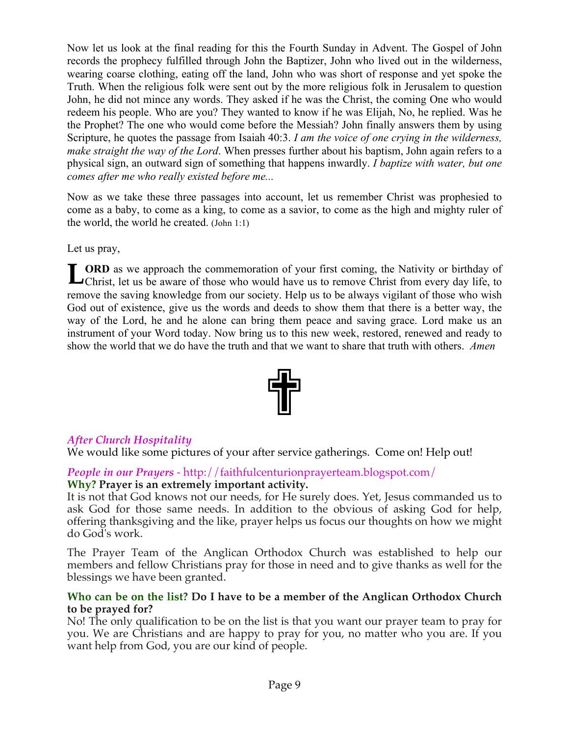Now let us look at the final reading for this the Fourth Sunday in Advent. The Gospel of John records the prophecy fulfilled through John the Baptizer, John who lived out in the wilderness, wearing coarse clothing, eating off the land, John who was short of response and yet spoke the Truth. When the religious folk were sent out by the more religious folk in Jerusalem to question John, he did not mince any words. They asked if he was the Christ, the coming One who would redeem his people. Who are you? They wanted to know if he was Elijah, No, he replied. Was he the Prophet? The one who would come before the Messiah? John finally answers them by using Scripture, he quotes the passage from Isaiah 40:3. *I am the voice of one crying in the wilderness, make straight the way of the Lord*. When presses further about his baptism, John again refers to a physical sign, an outward sign of something that happens inwardly. *I baptize with water, but one comes after me who really existed before me...*

Now as we take these three passages into account, let us remember Christ was prophesied to come as a baby, to come as a king, to come as a savior, to come as the high and mighty ruler of the world, the world he created. (John 1:1)

Let us pray,

**LORD** as we approach the commemoration of your first coming, the Nativity or birthday of Christ, let us be aware of those who would have us to remove Christ from every day life, to remove the saving knowledge from our society. Help us to be always vigilant of those who wish God out of existence, give us the words and deeds to show them that there is a better way, the way of the Lord, he and he alone can bring them peace and saving grace. Lord make us an instrument of your Word today. Now bring us to this new week, restored, renewed and ready to show the world that we do have the truth and that we want to share that truth with others. *Amen*

### *After Church Hospitality*

We would like some pictures of your after service gatherings. Come on! Help out!

### *People in our Prayers* - http://faithfulcenturionprayerteam.blogspot.com/

**Why? Prayer is an extremely important activity.**

It is not that God knows not our needs, for He surely does. Yet, Jesus commanded us to ask God for those same needs. In addition to the obvious of asking God for help, offering thanksgiving and the like, prayer helps us focus our thoughts on how we might do God's work.

The Prayer Team of the Anglican Orthodox Church was established to help our members and fellow Christians pray for those in need and to give thanks as well for the blessings we have been granted.

**Who can be on the list? Do I have to be a member of the Anglican Orthodox Church to be prayed for?**

No! The only qualification to be on the list is that you want our prayer team to pray for you. We are Christians and are happy to pray for you, no matter who you are. If you want help from God, you are our kind of people.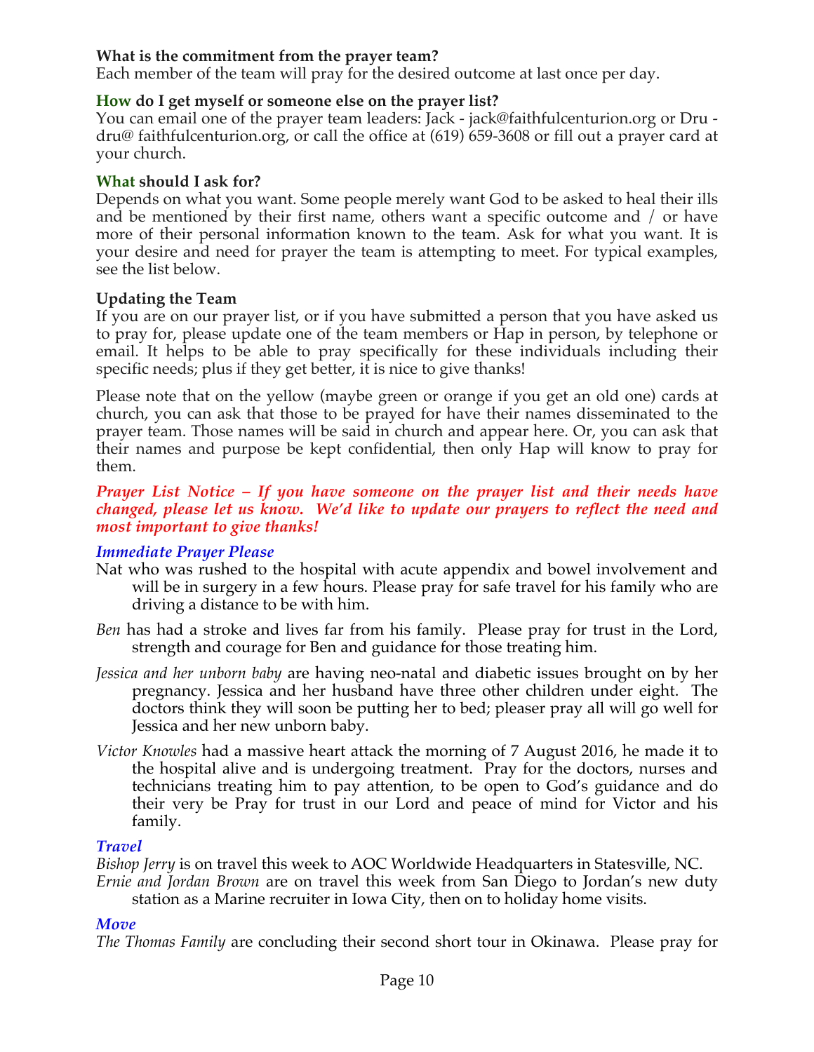**What is the commitment from the prayer team?**
Each member of the team will pray for the desired outcome at last once per day.

**How do I get myself or someone else on the prayer list?**
You can email one of the prayer team leaders: Jack - jack@faithfulcenturion.org or Dru - dru@ faithfulcenturion.org, or call the office at (619) 659-3608 or fill out a prayer card at your church.

**What should I ask for?**
Depends on what you want. Some people merely want God to be asked to heal their ills and be mentioned by their first name, others want a specific outcome and / or have more of their personal information known to the team. Ask for what you want. It is your desire and need for prayer the team is attempting to meet. For typical examples, see the list below.

**Updating the Team**
If you are on our prayer list, or if you have submitted a person that you have asked us to pray for, please update one of the team members or Hap in person, by telephone or email. It helps to be able to pray specifically for these individuals including their specific needs; plus if they get better, it is nice to give thanks!

Please note that on the yellow (maybe green or orange if you get an old one) cards at church, you can ask that those to be prayed for have their names disseminated to the prayer team. Those names will be said in church and appear here. Or, you can ask that their names and purpose be kept confidential, then only Hap will know to pray for them.

***Prayer List Notice – If you have someone on the prayer list and their needs have changed, please let us know. We'd like to update our prayers to reflect the need and most important to give thanks!***

*Immediate Prayer Please*

Nat who was rushed to the hospital with acute appendix and bowel involvement and will be in surgery in a few hours. Please pray for safe travel for his family who are driving a distance to be with him.

*Ben* has had a stroke and lives far from his family. Please pray for trust in the Lord, strength and courage for Ben and guidance for those treating him.

*Jessica and her unborn baby* are having neo-natal and diabetic issues brought on by her pregnancy. Jessica and her husband have three other children under eight. The doctors think they will soon be putting her to bed; pleaser pray all will go well for Jessica and her new unborn baby.

*Victor Knowles* had a massive heart attack the morning of 7 August 2016, he made it to the hospital alive and is undergoing treatment. Pray for the doctors, nurses and technicians treating him to pay attention, to be open to God's guidance and do their very be Pray for trust in our Lord and peace of mind for Victor and his family.

*Travel*

*Bishop Jerry* is on travel this week to AOC Worldwide Headquarters in Statesville, NC.

*Ernie and Jordan Brown* are on travel this week from San Diego to Jordan's new duty station as a Marine recruiter in Iowa City, then on to holiday home visits.

*Move*

*The Thomas Family* are concluding their second short tour in Okinawa. Please pray for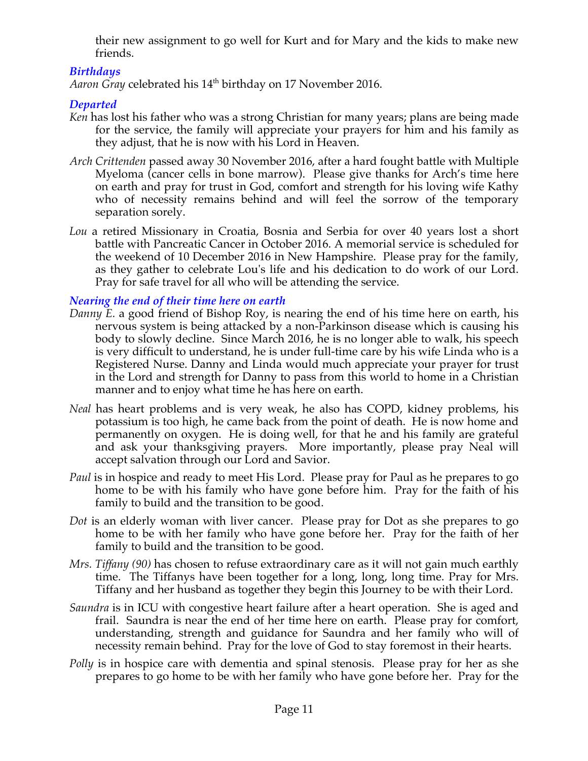their new assignment to go well for Kurt and for Mary and the kids to make new friends.

### *Birthdays*

*Aaron Gray* celebrated his 14th birthday on 17 November 2016.

### *Departed*

*Ken* has lost his father who was a strong Christian for many years; plans are being made for the service, the family will appreciate your prayers for him and his family as they adjust, that he is now with his Lord in Heaven.

*Arch Crittenden* passed away 30 November 2016, after a hard fought battle with Multiple Myeloma (cancer cells in bone marrow). Please give thanks for Arch's time here on earth and pray for trust in God, comfort and strength for his loving wife Kathy who of necessity remains behind and will feel the sorrow of the temporary separation sorely.

*Lou* a retired Missionary in Croatia, Bosnia and Serbia for over 40 years lost a short battle with Pancreatic Cancer in October 2016. A memorial service is scheduled for the weekend of 10 December 2016 in New Hampshire. Please pray for the family, as they gather to celebrate Lou's life and his dedication to do work of our Lord. Pray for safe travel for all who will be attending the service.

### *Nearing the end of their time here on earth*

*Danny E.* a good friend of Bishop Roy, is nearing the end of his time here on earth, his nervous system is being attacked by a non-Parkinson disease which is causing his body to slowly decline. Since March 2016, he is no longer able to walk, his speech is very difficult to understand, he is under full-time care by his wife Linda who is a Registered Nurse. Danny and Linda would much appreciate your prayer for trust in the Lord and strength for Danny to pass from this world to home in a Christian manner and to enjoy what time he has here on earth.

*Neal* has heart problems and is very weak, he also has COPD, kidney problems, his potassium is too high, he came back from the point of death. He is now home and permanently on oxygen. He is doing well, for that he and his family are grateful and ask your thanksgiving prayers. More importantly, please pray Neal will accept salvation through our Lord and Savior.

*Paul* is in hospice and ready to meet His Lord. Please pray for Paul as he prepares to go home to be with his family who have gone before him. Pray for the faith of his family to build and the transition to be good.

*Dot* is an elderly woman with liver cancer. Please pray for Dot as she prepares to go home to be with her family who have gone before her. Pray for the faith of her family to build and the transition to be good.

*Mrs. Tiffany (90)* has chosen to refuse extraordinary care as it will not gain much earthly time. The Tiffanys have been together for a long, long, long time. Pray for Mrs. Tiffany and her husband as together they begin this Journey to be with their Lord.

*Saundra* is in ICU with congestive heart failure after a heart operation. She is aged and frail. Saundra is near the end of her time here on earth. Please pray for comfort, understanding, strength and guidance for Saundra and her family who will of necessity remain behind. Pray for the love of God to stay foremost in their hearts.

*Polly* is in hospice care with dementia and spinal stenosis. Please pray for her as she prepares to go home to be with her family who have gone before her. Pray for the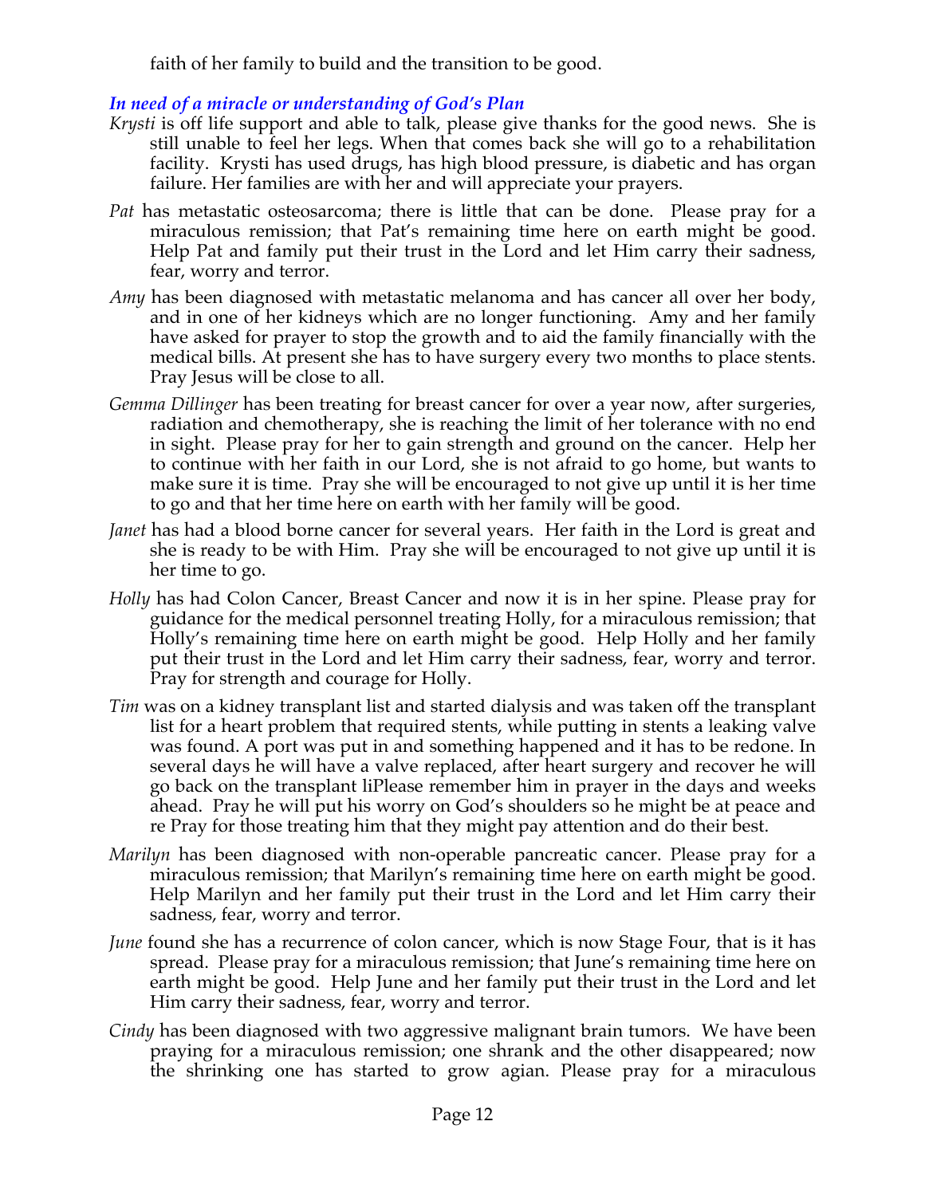faith of her family to build and the transition to be good.

### *In need of a miracle or understanding of God's Plan*

*Krysti* is off life support and able to talk, please give thanks for the good news. She is still unable to feel her legs. When that comes back she will go to a rehabilitation facility. Krysti has used drugs, has high blood pressure, is diabetic and has organ failure. Her families are with her and will appreciate your prayers.

*Pat* has metastatic osteosarcoma; there is little that can be done. Please pray for a miraculous remission; that Pat's remaining time here on earth might be good. Help Pat and family put their trust in the Lord and let Him carry their sadness, fear, worry and terror.

*Amy* has been diagnosed with metastatic melanoma and has cancer all over her body, and in one of her kidneys which are no longer functioning. Amy and her family have asked for prayer to stop the growth and to aid the family financially with the medical bills. At present she has to have surgery every two months to place stents. Pray Jesus will be close to all.

*Gemma Dillinger* has been treating for breast cancer for over a year now, after surgeries, radiation and chemotherapy, she is reaching the limit of her tolerance with no end in sight. Please pray for her to gain strength and ground on the cancer. Help her to continue with her faith in our Lord, she is not afraid to go home, but wants to make sure it is time. Pray she will be encouraged to not give up until it is her time to go and that her time here on earth with her family will be good.

*Janet* has had a blood borne cancer for several years. Her faith in the Lord is great and she is ready to be with Him. Pray she will be encouraged to not give up until it is her time to go.

*Holly* has had Colon Cancer, Breast Cancer and now it is in her spine. Please pray for guidance for the medical personnel treating Holly, for a miraculous remission; that Holly's remaining time here on earth might be good. Help Holly and her family put their trust in the Lord and let Him carry their sadness, fear, worry and terror. Pray for strength and courage for Holly.

*Tim* was on a kidney transplant list and started dialysis and was taken off the transplant list for a heart problem that required stents, while putting in stents a leaking valve was found. A port was put in and something happened and it has to be redone. In several days he will have a valve replaced, after heart surgery and recover he will go back on the transplant liPlease remember him in prayer in the days and weeks ahead. Pray he will put his worry on God's shoulders so he might be at peace and re Pray for those treating him that they might pay attention and do their best.

*Marilyn* has been diagnosed with non-operable pancreatic cancer. Please pray for a miraculous remission; that Marilyn's remaining time here on earth might be good. Help Marilyn and her family put their trust in the Lord and let Him carry their sadness, fear, worry and terror.

*June* found she has a recurrence of colon cancer, which is now Stage Four, that is it has spread. Please pray for a miraculous remission; that June's remaining time here on earth might be good. Help June and her family put their trust in the Lord and let Him carry their sadness, fear, worry and terror.

*Cindy* has been diagnosed with two aggressive malignant brain tumors. We have been praying for a miraculous remission; one shrank and the other disappeared; now the shrinking one has started to grow agian. Please pray for a miraculous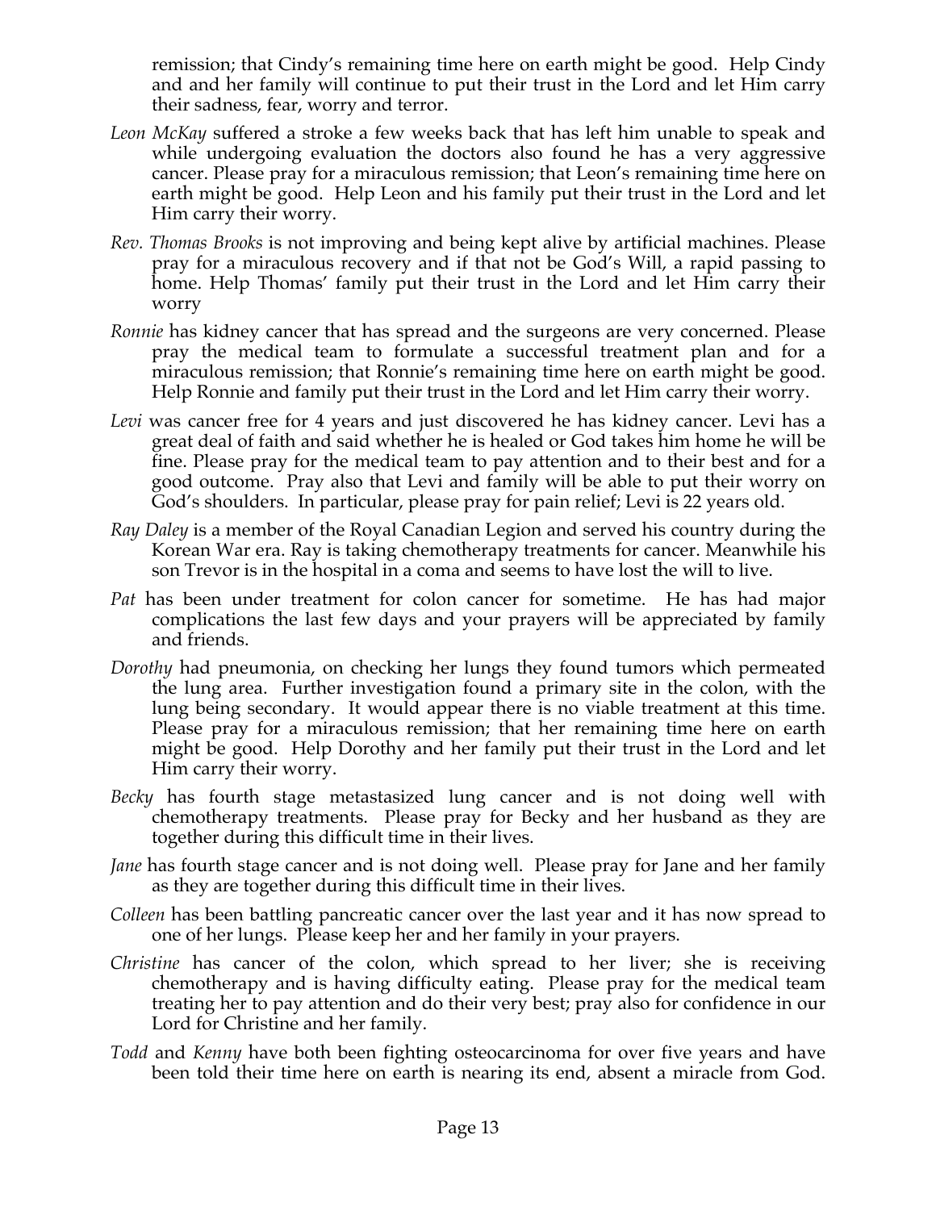remission; that Cindy's remaining time here on earth might be good. Help Cindy and and her family will continue to put their trust in the Lord and let Him carry their sadness, fear, worry and terror.

*Leon McKay* suffered a stroke a few weeks back that has left him unable to speak and while undergoing evaluation the doctors also found he has a very aggressive cancer. Please pray for a miraculous remission; that Leon's remaining time here on earth might be good. Help Leon and his family put their trust in the Lord and let Him carry their worry.

*Rev. Thomas Brooks* is not improving and being kept alive by artificial machines. Please pray for a miraculous recovery and if that not be God's Will, a rapid passing to home. Help Thomas' family put their trust in the Lord and let Him carry their worry

*Ronnie* has kidney cancer that has spread and the surgeons are very concerned. Please pray the medical team to formulate a successful treatment plan and for a miraculous remission; that Ronnie's remaining time here on earth might be good. Help Ronnie and family put their trust in the Lord and let Him carry their worry.

*Levi* was cancer free for 4 years and just discovered he has kidney cancer. Levi has a great deal of faith and said whether he is healed or God takes him home he will be fine. Please pray for the medical team to pay attention and to their best and for a good outcome. Pray also that Levi and family will be able to put their worry on God's shoulders. In particular, please pray for pain relief; Levi is 22 years old.

*Ray Daley* is a member of the Royal Canadian Legion and served his country during the Korean War era. Ray is taking chemotherapy treatments for cancer. Meanwhile his son Trevor is in the hospital in a coma and seems to have lost the will to live.

*Pat* has been under treatment for colon cancer for sometime. He has had major complications the last few days and your prayers will be appreciated by family and friends.

*Dorothy* had pneumonia, on checking her lungs they found tumors which permeated the lung area. Further investigation found a primary site in the colon, with the lung being secondary. It would appear there is no viable treatment at this time. Please pray for a miraculous remission; that her remaining time here on earth might be good. Help Dorothy and her family put their trust in the Lord and let Him carry their worry.

*Becky* has fourth stage metastasized lung cancer and is not doing well with chemotherapy treatments. Please pray for Becky and her husband as they are together during this difficult time in their lives.

*Jane* has fourth stage cancer and is not doing well. Please pray for Jane and her family as they are together during this difficult time in their lives.

*Colleen* has been battling pancreatic cancer over the last year and it has now spread to one of her lungs. Please keep her and her family in your prayers.

*Christine* has cancer of the colon, which spread to her liver; she is receiving chemotherapy and is having difficulty eating. Please pray for the medical team treating her to pay attention and do their very best; pray also for confidence in our Lord for Christine and her family.

*Todd* and *Kenny* have both been fighting osteocarcinoma for over five years and have been told their time here on earth is nearing its end, absent a miracle from God.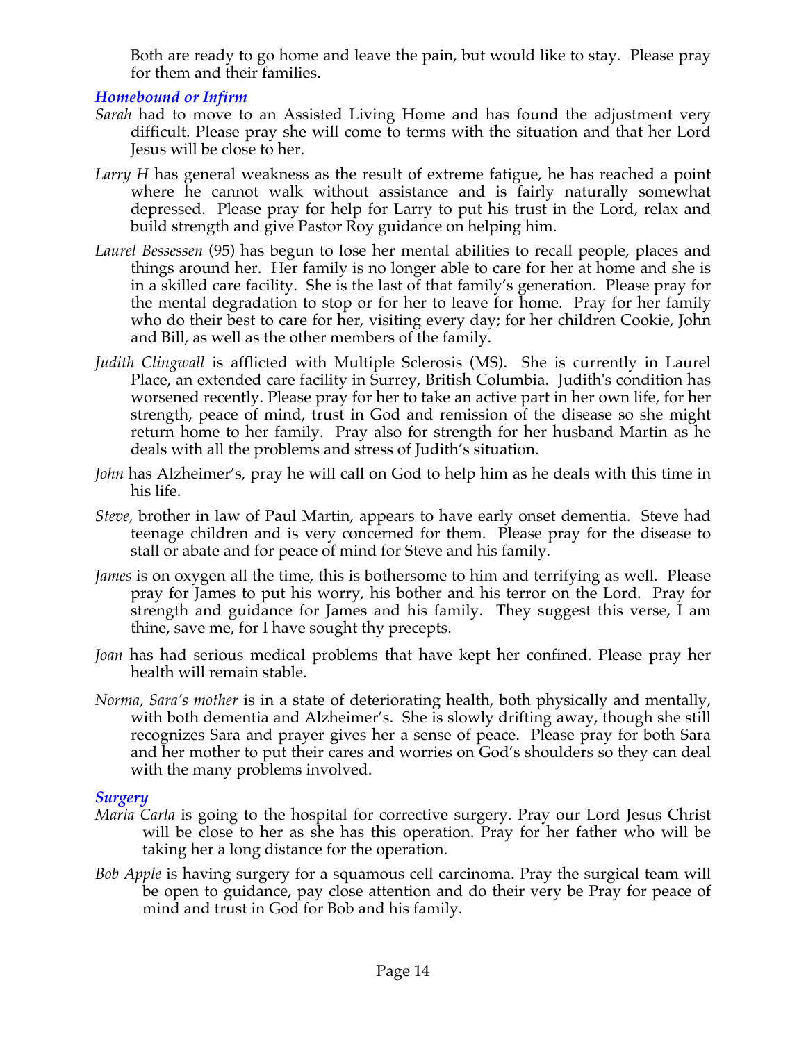Both are ready to go home and leave the pain, but would like to stay. Please pray for them and their families.

### *Homebound or Infirm*

*Sarah* had to move to an Assisted Living Home and has found the adjustment very difficult. Please pray she will come to terms with the situation and that her Lord Jesus will be close to her.

*Larry H* has general weakness as the result of extreme fatigue, he has reached a point where he cannot walk without assistance and is fairly naturally somewhat depressed. Please pray for help for Larry to put his trust in the Lord, relax and build strength and give Pastor Roy guidance on helping him.

*Laurel Bessessen* (95) has begun to lose her mental abilities to recall people, places and things around her. Her family is no longer able to care for her at home and she is in a skilled care facility. She is the last of that family's generation. Please pray for the mental degradation to stop or for her to leave for home. Pray for her family who do their best to care for her, visiting every day; for her children Cookie, John and Bill, as well as the other members of the family.

*Judith Clingwall* is afflicted with Multiple Sclerosis (MS). She is currently in Laurel Place, an extended care facility in Surrey, British Columbia. Judith's condition has worsened recently. Please pray for her to take an active part in her own life, for her strength, peace of mind, trust in God and remission of the disease so she might return home to her family. Pray also for strength for her husband Martin as he deals with all the problems and stress of Judith's situation.

*John* has Alzheimer's, pray he will call on God to help him as he deals with this time in his life.

*Steve,* brother in law of Paul Martin, appears to have early onset dementia. Steve had teenage children and is very concerned for them. Please pray for the disease to stall or abate and for peace of mind for Steve and his family.

*James* is on oxygen all the time, this is bothersome to him and terrifying as well. Please pray for James to put his worry, his bother and his terror on the Lord. Pray for strength and guidance for James and his family. They suggest this verse, I am thine, save me, for I have sought thy precepts.

*Joan* has had serious medical problems that have kept her confined. Please pray her health will remain stable.

*Norma, Sara's mother* is in a state of deteriorating health, both physically and mentally, with both dementia and Alzheimer's. She is slowly drifting away, though she still recognizes Sara and prayer gives her a sense of peace. Please pray for both Sara and her mother to put their cares and worries on God's shoulders so they can deal with the many problems involved.

### *Surgery*

*Maria Carla* is going to the hospital for corrective surgery. Pray our Lord Jesus Christ will be close to her as she has this operation. Pray for her father who will be taking her a long distance for the operation.

*Bob Apple* is having surgery for a squamous cell carcinoma. Pray the surgical team will be open to guidance, pay close attention and do their very be Pray for peace of mind and trust in God for Bob and his family.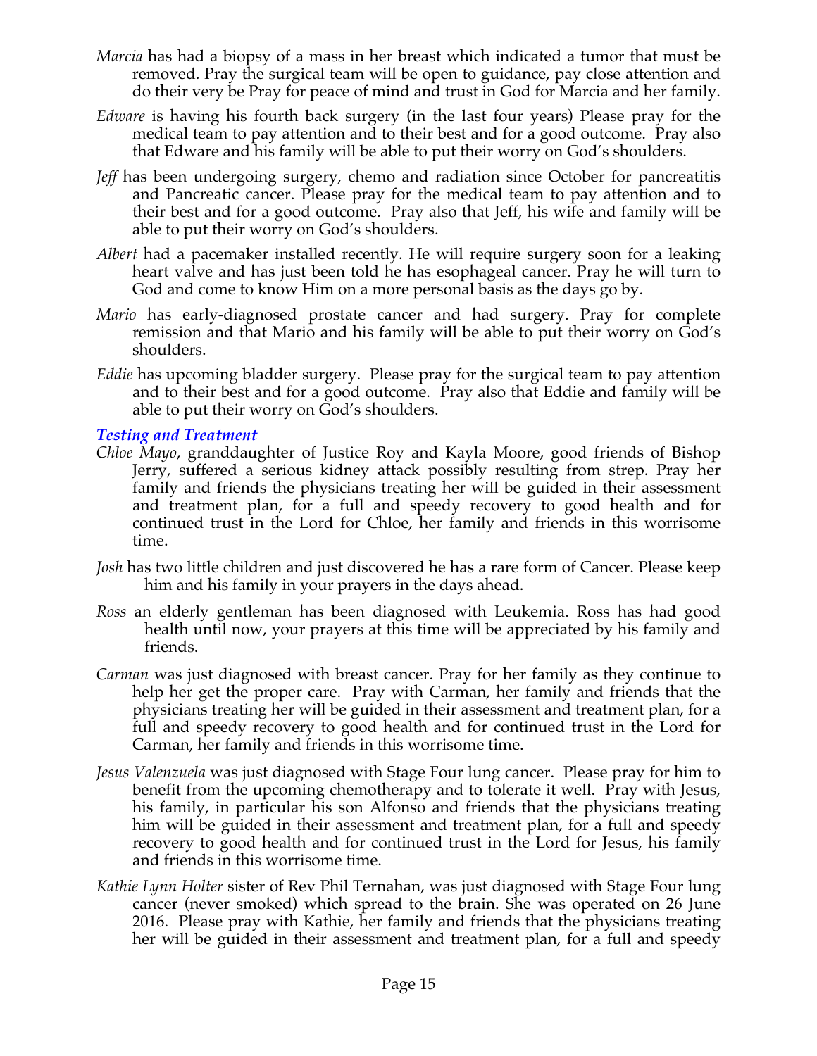*Marcia* has had a biopsy of a mass in her breast which indicated a tumor that must be removed. Pray the surgical team will be open to guidance, pay close attention and do their very be Pray for peace of mind and trust in God for Marcia and her family.

*Edware* is having his fourth back surgery (in the last four years) Please pray for the medical team to pay attention and to their best and for a good outcome. Pray also that Edware and his family will be able to put their worry on God's shoulders.

*Jeff* has been undergoing surgery, chemo and radiation since October for pancreatitis and Pancreatic cancer. Please pray for the medical team to pay attention and to their best and for a good outcome. Pray also that Jeff, his wife and family will be able to put their worry on God's shoulders.

*Albert* had a pacemaker installed recently. He will require surgery soon for a leaking heart valve and has just been told he has esophageal cancer. Pray he will turn to God and come to know Him on a more personal basis as the days go by.

*Mario* has early-diagnosed prostate cancer and had surgery. Pray for complete remission and that Mario and his family will be able to put their worry on God's shoulders.

*Eddie* has upcoming bladder surgery. Please pray for the surgical team to pay attention and to their best and for a good outcome. Pray also that Eddie and family will be able to put their worry on God's shoulders.

***Testing and Treatment***

*Chloe Mayo*, granddaughter of Justice Roy and Kayla Moore, good friends of Bishop Jerry, suffered a serious kidney attack possibly resulting from strep. Pray her family and friends the physicians treating her will be guided in their assessment and treatment plan, for a full and speedy recovery to good health and for continued trust in the Lord for Chloe, her family and friends in this worrisome time.

*Josh* has two little children and just discovered he has a rare form of Cancer. Please keep him and his family in your prayers in the days ahead.

*Ross* an elderly gentleman has been diagnosed with Leukemia. Ross has had good health until now, your prayers at this time will be appreciated by his family and friends.

*Carman* was just diagnosed with breast cancer. Pray for her family as they continue to help her get the proper care. Pray with Carman, her family and friends that the physicians treating her will be guided in their assessment and treatment plan, for a full and speedy recovery to good health and for continued trust in the Lord for Carman, her family and friends in this worrisome time.

*Jesus Valenzuela* was just diagnosed with Stage Four lung cancer. Please pray for him to benefit from the upcoming chemotherapy and to tolerate it well. Pray with Jesus, his family, in particular his son Alfonso and friends that the physicians treating him will be guided in their assessment and treatment plan, for a full and speedy recovery to good health and for continued trust in the Lord for Jesus, his family and friends in this worrisome time.

*Kathie Lynn Holter* sister of Rev Phil Ternahan, was just diagnosed with Stage Four lung cancer (never smoked) which spread to the brain. She was operated on 26 June 2016. Please pray with Kathie, her family and friends that the physicians treating her will be guided in their assessment and treatment plan, for a full and speedy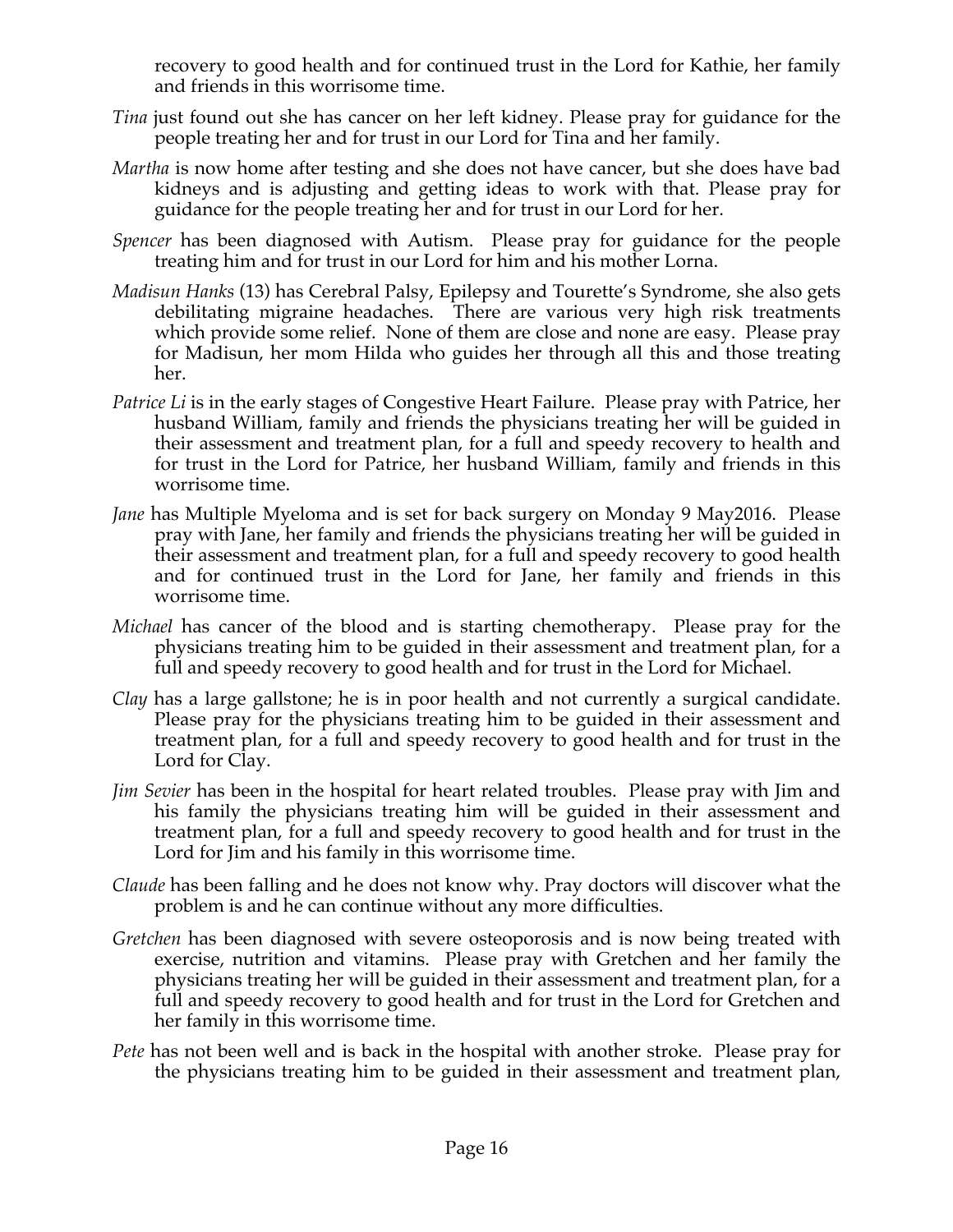recovery to good health and for continued trust in the Lord for Kathie, her family and friends in this worrisome time.

*Tina* just found out she has cancer on her left kidney. Please pray for guidance for the people treating her and for trust in our Lord for Tina and her family.

*Martha* is now home after testing and she does not have cancer, but she does have bad kidneys and is adjusting and getting ideas to work with that. Please pray for guidance for the people treating her and for trust in our Lord for her.

*Spencer* has been diagnosed with Autism. Please pray for guidance for the people treating him and for trust in our Lord for him and his mother Lorna.

*Madisun Hanks* (13) has Cerebral Palsy, Epilepsy and Tourette's Syndrome, she also gets debilitating migraine headaches. There are various very high risk treatments which provide some relief. None of them are close and none are easy. Please pray for Madisun, her mom Hilda who guides her through all this and those treating her.

*Patrice Li* is in the early stages of Congestive Heart Failure. Please pray with Patrice, her husband William, family and friends the physicians treating her will be guided in their assessment and treatment plan, for a full and speedy recovery to health and for trust in the Lord for Patrice, her husband William, family and friends in this worrisome time.

*Jane* has Multiple Myeloma and is set for back surgery on Monday 9 May2016. Please pray with Jane, her family and friends the physicians treating her will be guided in their assessment and treatment plan, for a full and speedy recovery to good health and for continued trust in the Lord for Jane, her family and friends in this worrisome time.

*Michael* has cancer of the blood and is starting chemotherapy. Please pray for the physicians treating him to be guided in their assessment and treatment plan, for a full and speedy recovery to good health and for trust in the Lord for Michael.

*Clay* has a large gallstone; he is in poor health and not currently a surgical candidate. Please pray for the physicians treating him to be guided in their assessment and treatment plan, for a full and speedy recovery to good health and for trust in the Lord for Clay.

*Jim Sevier* has been in the hospital for heart related troubles. Please pray with Jim and his family the physicians treating him will be guided in their assessment and treatment plan, for a full and speedy recovery to good health and for trust in the Lord for Jim and his family in this worrisome time.

*Claude* has been falling and he does not know why. Pray doctors will discover what the problem is and he can continue without any more difficulties.

*Gretchen* has been diagnosed with severe osteoporosis and is now being treated with exercise, nutrition and vitamins. Please pray with Gretchen and her family the physicians treating her will be guided in their assessment and treatment plan, for a full and speedy recovery to good health and for trust in the Lord for Gretchen and her family in this worrisome time.

*Pete* has not been well and is back in the hospital with another stroke. Please pray for the physicians treating him to be guided in their assessment and treatment plan,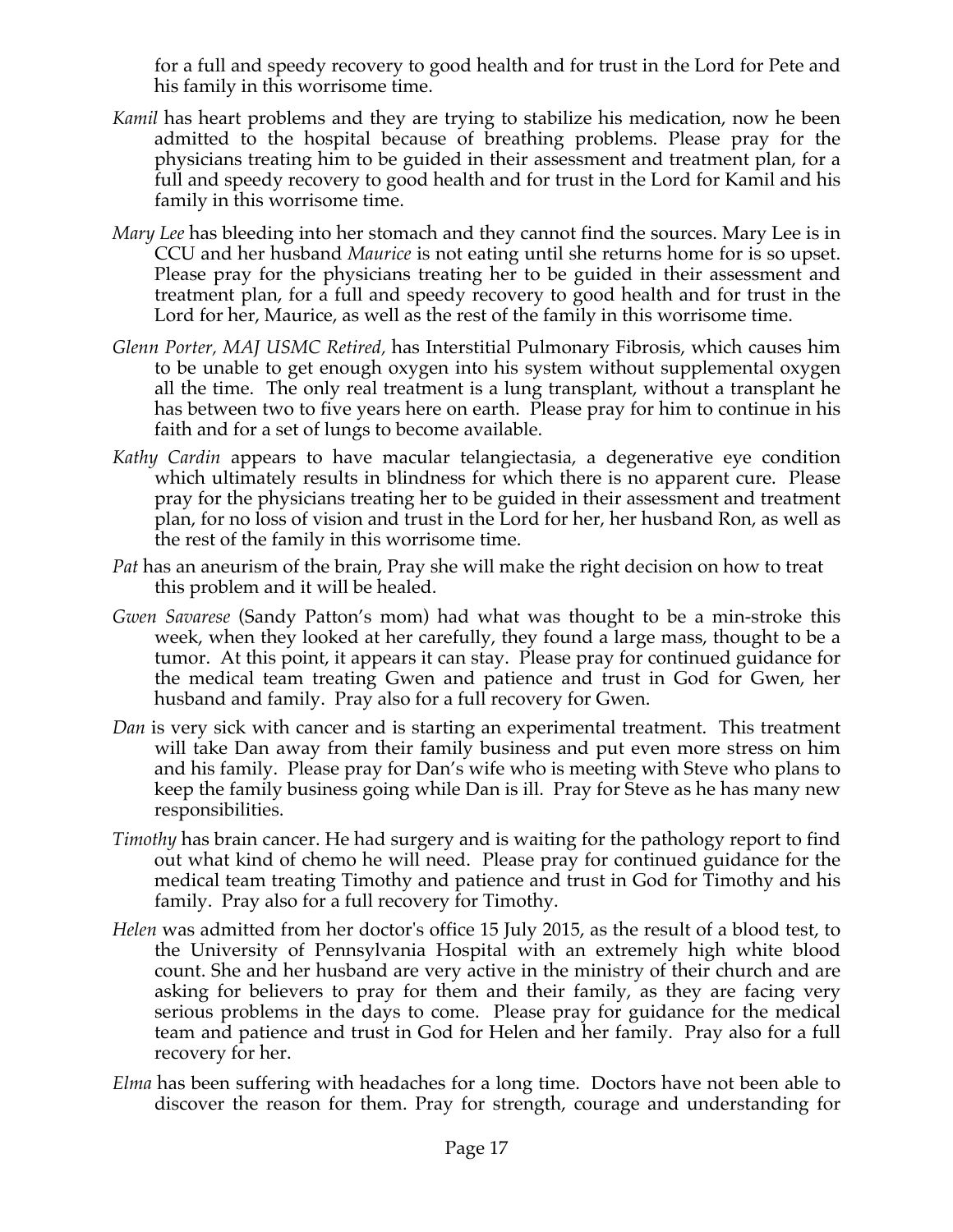for a full and speedy recovery to good health and for trust in the Lord for Pete and his family in this worrisome time.

*Kamil* has heart problems and they are trying to stabilize his medication, now he been admitted to the hospital because of breathing problems. Please pray for the physicians treating him to be guided in their assessment and treatment plan, for a full and speedy recovery to good health and for trust in the Lord for Kamil and his family in this worrisome time.

*Mary Lee* has bleeding into her stomach and they cannot find the sources. Mary Lee is in CCU and her husband *Maurice* is not eating until she returns home for is so upset. Please pray for the physicians treating her to be guided in their assessment and treatment plan, for a full and speedy recovery to good health and for trust in the Lord for her, Maurice, as well as the rest of the family in this worrisome time.

*Glenn Porter, MAJ USMC Retired,* has Interstitial Pulmonary Fibrosis, which causes him to be unable to get enough oxygen into his system without supplemental oxygen all the time. The only real treatment is a lung transplant, without a transplant he has between two to five years here on earth. Please pray for him to continue in his faith and for a set of lungs to become available.

*Kathy Cardin* appears to have macular telangiectasia, a degenerative eye condition which ultimately results in blindness for which there is no apparent cure. Please pray for the physicians treating her to be guided in their assessment and treatment plan, for no loss of vision and trust in the Lord for her, her husband Ron, as well as the rest of the family in this worrisome time.

*Pat* has an aneurism of the brain, Pray she will make the right decision on how to treat this problem and it will be healed.

*Gwen Savarese* (Sandy Patton's mom) had what was thought to be a min-stroke this week, when they looked at her carefully, they found a large mass, thought to be a tumor. At this point, it appears it can stay. Please pray for continued guidance for the medical team treating Gwen and patience and trust in God for Gwen, her husband and family. Pray also for a full recovery for Gwen.

*Dan* is very sick with cancer and is starting an experimental treatment. This treatment will take Dan away from their family business and put even more stress on him and his family. Please pray for Dan's wife who is meeting with Steve who plans to keep the family business going while Dan is ill. Pray for Steve as he has many new responsibilities.

*Timothy* has brain cancer. He had surgery and is waiting for the pathology report to find out what kind of chemo he will need. Please pray for continued guidance for the medical team treating Timothy and patience and trust in God for Timothy and his family. Pray also for a full recovery for Timothy.

*Helen* was admitted from her doctor's office 15 July 2015, as the result of a blood test, to the University of Pennsylvania Hospital with an extremely high white blood count. She and her husband are very active in the ministry of their church and are asking for believers to pray for them and their family, as they are facing very serious problems in the days to come. Please pray for guidance for the medical team and patience and trust in God for Helen and her family. Pray also for a full recovery for her.

*Elma* has been suffering with headaches for a long time. Doctors have not been able to discover the reason for them. Pray for strength, courage and understanding for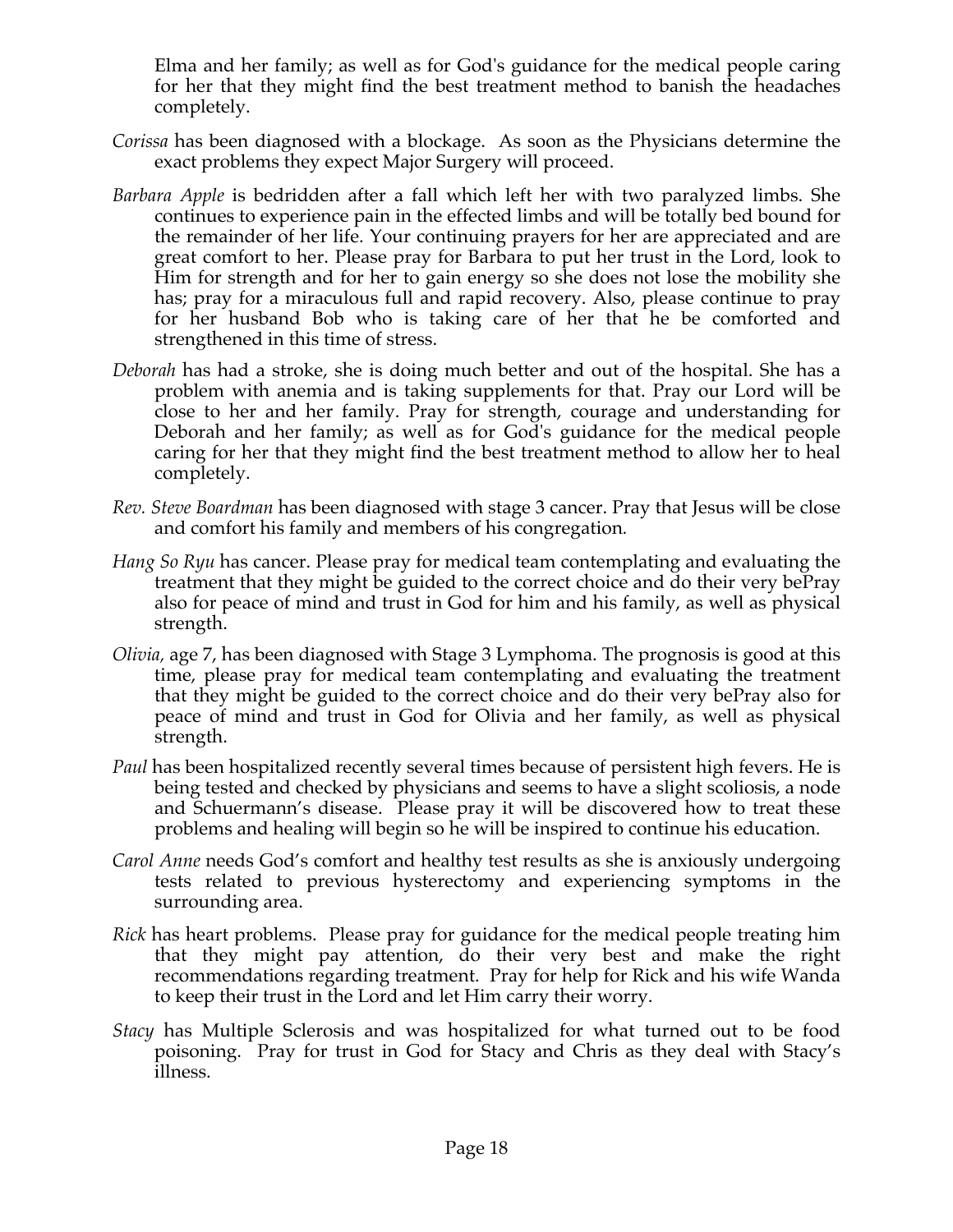Elma and her family; as well as for God's guidance for the medical people caring for her that they might find the best treatment method to banish the headaches completely.

*Corissa* has been diagnosed with a blockage. As soon as the Physicians determine the exact problems they expect Major Surgery will proceed.

*Barbara Apple* is bedridden after a fall which left her with two paralyzed limbs. She continues to experience pain in the effected limbs and will be totally bed bound for the remainder of her life. Your continuing prayers for her are appreciated and are great comfort to her. Please pray for Barbara to put her trust in the Lord, look to Him for strength and for her to gain energy so she does not lose the mobility she has; pray for a miraculous full and rapid recovery. Also, please continue to pray for her husband Bob who is taking care of her that he be comforted and strengthened in this time of stress.

*Deborah* has had a stroke, she is doing much better and out of the hospital. She has a problem with anemia and is taking supplements for that. Pray our Lord will be close to her and her family. Pray for strength, courage and understanding for Deborah and her family; as well as for God's guidance for the medical people caring for her that they might find the best treatment method to allow her to heal completely.

*Rev. Steve Boardman* has been diagnosed with stage 3 cancer. Pray that Jesus will be close and comfort his family and members of his congregation.

*Hang So Ryu* has cancer. Please pray for medical team contemplating and evaluating the treatment that they might be guided to the correct choice and do their very bePray also for peace of mind and trust in God for him and his family, as well as physical strength.

*Olivia,* age 7, has been diagnosed with Stage 3 Lymphoma. The prognosis is good at this time, please pray for medical team contemplating and evaluating the treatment that they might be guided to the correct choice and do their very bePray also for peace of mind and trust in God for Olivia and her family, as well as physical strength.

*Paul* has been hospitalized recently several times because of persistent high fevers. He is being tested and checked by physicians and seems to have a slight scoliosis, a node and Schuermann's disease. Please pray it will be discovered how to treat these problems and healing will begin so he will be inspired to continue his education.

*Carol Anne* needs God's comfort and healthy test results as she is anxiously undergoing tests related to previous hysterectomy and experiencing symptoms in the surrounding area.

*Rick* has heart problems. Please pray for guidance for the medical people treating him that they might pay attention, do their very best and make the right recommendations regarding treatment. Pray for help for Rick and his wife Wanda to keep their trust in the Lord and let Him carry their worry.

*Stacy* has Multiple Sclerosis and was hospitalized for what turned out to be food poisoning. Pray for trust in God for Stacy and Chris as they deal with Stacy's illness.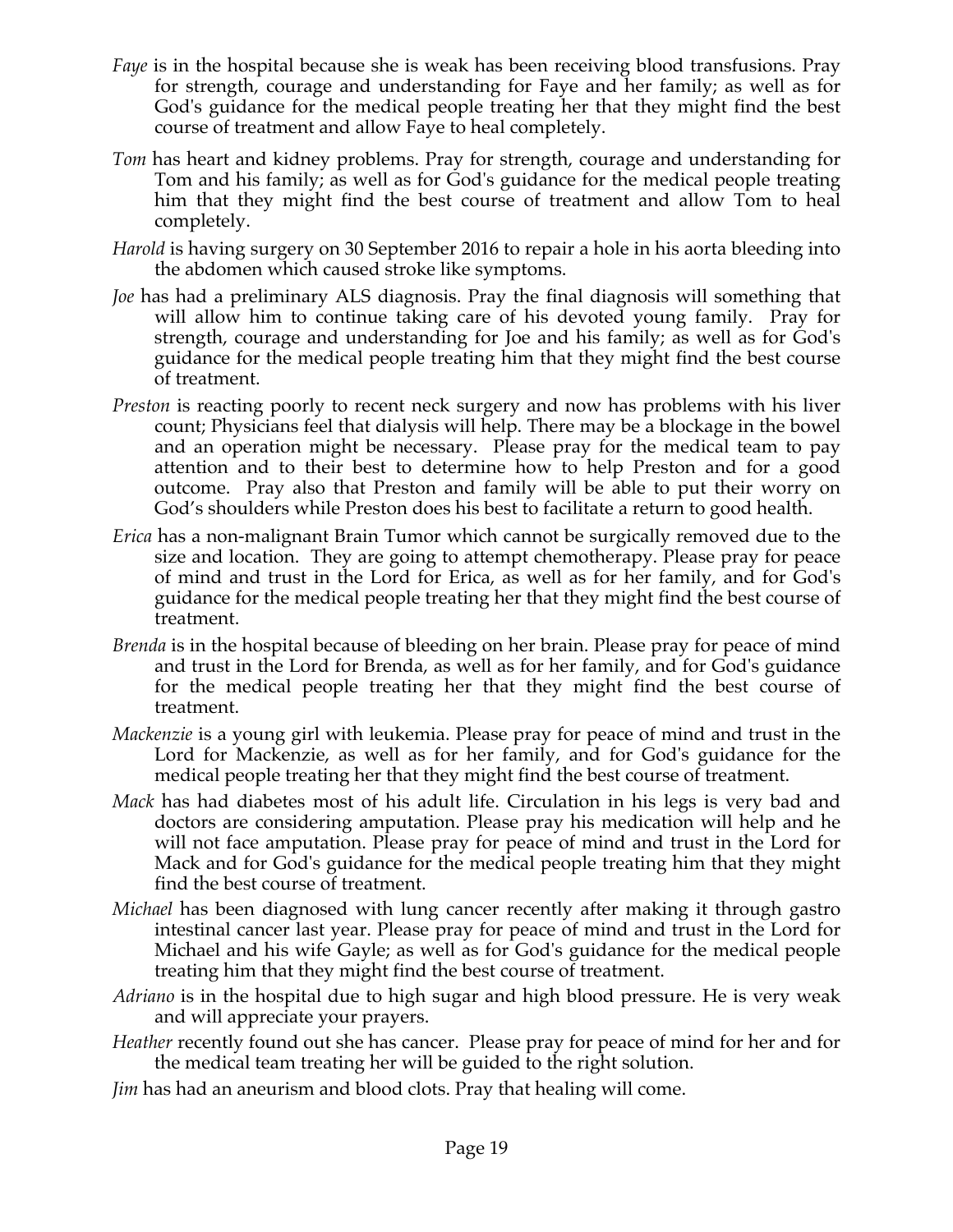*Faye* is in the hospital because she is weak has been receiving blood transfusions. Pray for strength, courage and understanding for Faye and her family; as well as for God's guidance for the medical people treating her that they might find the best course of treatment and allow Faye to heal completely.

*Tom* has heart and kidney problems. Pray for strength, courage and understanding for Tom and his family; as well as for God's guidance for the medical people treating him that they might find the best course of treatment and allow Tom to heal completely.

*Harold* is having surgery on 30 September 2016 to repair a hole in his aorta bleeding into the abdomen which caused stroke like symptoms.

*Joe* has had a preliminary ALS diagnosis. Pray the final diagnosis will something that will allow him to continue taking care of his devoted young family. Pray for strength, courage and understanding for Joe and his family; as well as for God's guidance for the medical people treating him that they might find the best course of treatment.

*Preston* is reacting poorly to recent neck surgery and now has problems with his liver count; Physicians feel that dialysis will help. There may be a blockage in the bowel and an operation might be necessary. Please pray for the medical team to pay attention and to their best to determine how to help Preston and for a good outcome. Pray also that Preston and family will be able to put their worry on God's shoulders while Preston does his best to facilitate a return to good health.

*Erica* has a non-malignant Brain Tumor which cannot be surgically removed due to the size and location. They are going to attempt chemotherapy. Please pray for peace of mind and trust in the Lord for Erica, as well as for her family, and for God's guidance for the medical people treating her that they might find the best course of treatment.

*Brenda* is in the hospital because of bleeding on her brain. Please pray for peace of mind and trust in the Lord for Brenda, as well as for her family, and for God's guidance for the medical people treating her that they might find the best course of treatment.

*Mackenzie* is a young girl with leukemia. Please pray for peace of mind and trust in the Lord for Mackenzie, as well as for her family, and for God's guidance for the medical people treating her that they might find the best course of treatment.

*Mack* has had diabetes most of his adult life. Circulation in his legs is very bad and doctors are considering amputation. Please pray his medication will help and he will not face amputation. Please pray for peace of mind and trust in the Lord for Mack and for God's guidance for the medical people treating him that they might find the best course of treatment.

*Michael* has been diagnosed with lung cancer recently after making it through gastro intestinal cancer last year. Please pray for peace of mind and trust in the Lord for Michael and his wife Gayle; as well as for God's guidance for the medical people treating him that they might find the best course of treatment.

*Adriano* is in the hospital due to high sugar and high blood pressure. He is very weak and will appreciate your prayers.

*Heather* recently found out she has cancer. Please pray for peace of mind for her and for the medical team treating her will be guided to the right solution.

*Jim* has had an aneurism and blood clots. Pray that healing will come.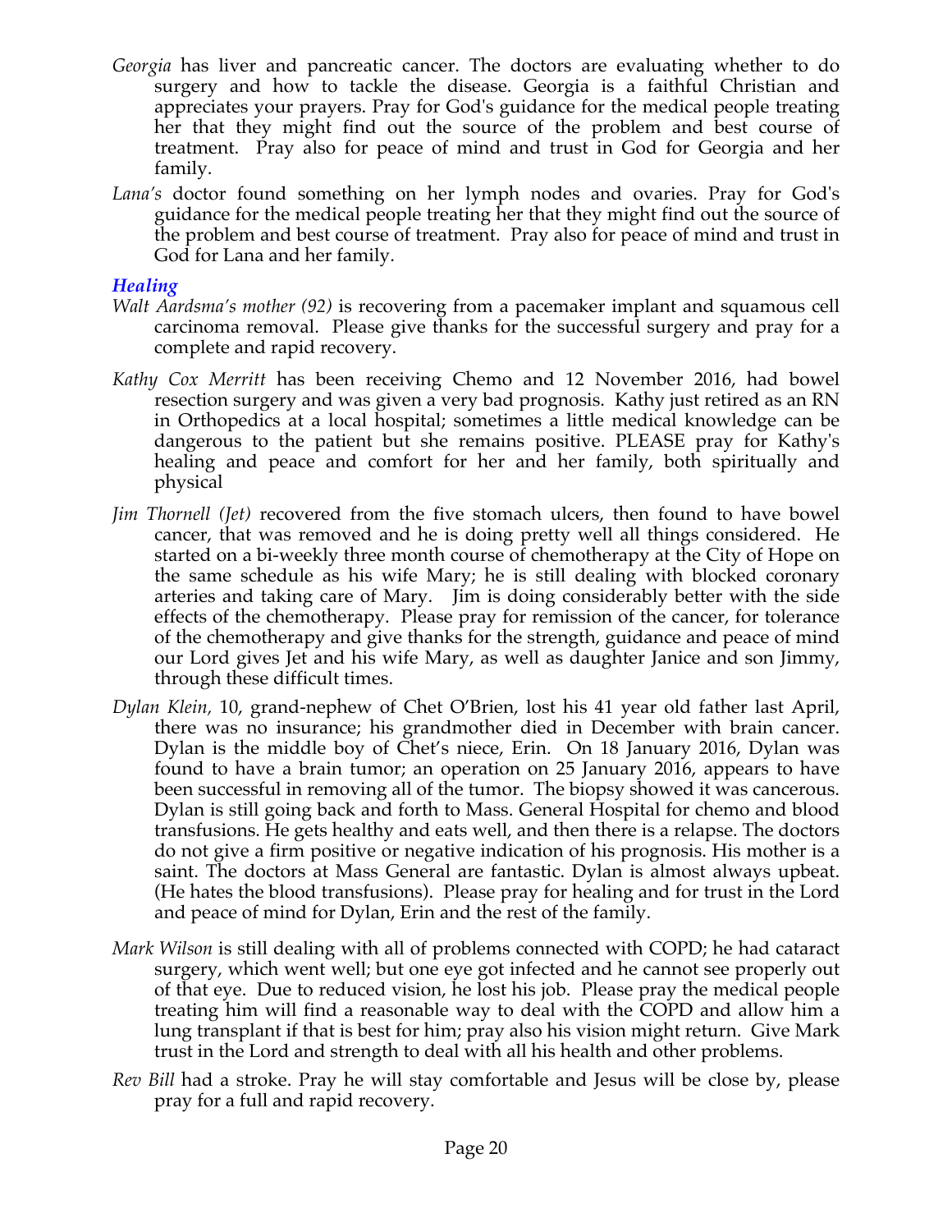*Georgia* has liver and pancreatic cancer. The doctors are evaluating whether to do surgery and how to tackle the disease. Georgia is a faithful Christian and appreciates your prayers. Pray for God's guidance for the medical people treating her that they might find out the source of the problem and best course of treatment. Pray also for peace of mind and trust in God for Georgia and her family.

*Lana's* doctor found something on her lymph nodes and ovaries. Pray for God's guidance for the medical people treating her that they might find out the source of the problem and best course of treatment. Pray also for peace of mind and trust in God for Lana and her family.

### *Healing*

*Walt Aardsma's mother (92)* is recovering from a pacemaker implant and squamous cell carcinoma removal. Please give thanks for the successful surgery and pray for a complete and rapid recovery.

*Kathy Cox Merritt* has been receiving Chemo and 12 November 2016, had bowel resection surgery and was given a very bad prognosis. Kathy just retired as an RN in Orthopedics at a local hospital; sometimes a little medical knowledge can be dangerous to the patient but she remains positive. PLEASE pray for Kathy's healing and peace and comfort for her and her family, both spiritually and physical

*Jim Thornell (Jet)* recovered from the five stomach ulcers, then found to have bowel cancer, that was removed and he is doing pretty well all things considered. He started on a bi-weekly three month course of chemotherapy at the City of Hope on the same schedule as his wife Mary; he is still dealing with blocked coronary arteries and taking care of Mary. Jim is doing considerably better with the side effects of the chemotherapy. Please pray for remission of the cancer, for tolerance of the chemotherapy and give thanks for the strength, guidance and peace of mind our Lord gives Jet and his wife Mary, as well as daughter Janice and son Jimmy, through these difficult times.

*Dylan Klein,* 10, grand-nephew of Chet O'Brien, lost his 41 year old father last April, there was no insurance; his grandmother died in December with brain cancer. Dylan is the middle boy of Chet's niece, Erin. On 18 January 2016, Dylan was found to have a brain tumor; an operation on 25 January 2016, appears to have been successful in removing all of the tumor. The biopsy showed it was cancerous. Dylan is still going back and forth to Mass. General Hospital for chemo and blood transfusions. He gets healthy and eats well, and then there is a relapse. The doctors do not give a firm positive or negative indication of his prognosis. His mother is a saint. The doctors at Mass General are fantastic. Dylan is almost always upbeat. (He hates the blood transfusions). Please pray for healing and for trust in the Lord and peace of mind for Dylan, Erin and the rest of the family.

*Mark Wilson* is still dealing with all of problems connected with COPD; he had cataract surgery, which went well; but one eye got infected and he cannot see properly out of that eye. Due to reduced vision, he lost his job. Please pray the medical people treating him will find a reasonable way to deal with the COPD and allow him a lung transplant if that is best for him; pray also his vision might return. Give Mark trust in the Lord and strength to deal with all his health and other problems.

*Rev Bill* had a stroke. Pray he will stay comfortable and Jesus will be close by, please pray for a full and rapid recovery.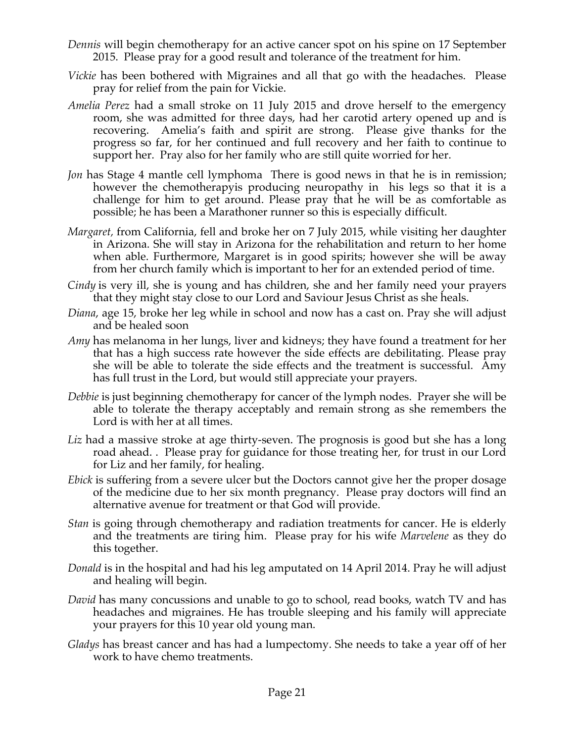*Dennis* will begin chemotherapy for an active cancer spot on his spine on 17 September 2015. Please pray for a good result and tolerance of the treatment for him.

*Vickie* has been bothered with Migraines and all that go with the headaches. Please pray for relief from the pain for Vickie.

*Amelia Perez* had a small stroke on 11 July 2015 and drove herself to the emergency room, she was admitted for three days, had her carotid artery opened up and is recovering. Amelia's faith and spirit are strong. Please give thanks for the progress so far, for her continued and full recovery and her faith to continue to support her. Pray also for her family who are still quite worried for her.

*Jon* has Stage 4 mantle cell lymphoma There is good news in that he is in remission; however the chemotherapyis producing neuropathy in his legs so that it is a challenge for him to get around. Please pray that he will be as comfortable as possible; he has been a Marathoner runner so this is especially difficult.

*Margaret,* from California, fell and broke her on 7 July 2015, while visiting her daughter in Arizona. She will stay in Arizona for the rehabilitation and return to her home when able. Furthermore, Margaret is in good spirits; however she will be away from her church family which is important to her for an extended period of time.

*Cindy* is very ill, she is young and has children, she and her family need your prayers that they might stay close to our Lord and Saviour Jesus Christ as she heals.

*Diana,* age 15, broke her leg while in school and now has a cast on. Pray she will adjust and be healed soon

*Amy* has melanoma in her lungs, liver and kidneys; they have found a treatment for her that has a high success rate however the side effects are debilitating. Please pray she will be able to tolerate the side effects and the treatment is successful. Amy has full trust in the Lord, but would still appreciate your prayers.

*Debbie* is just beginning chemotherapy for cancer of the lymph nodes. Prayer she will be able to tolerate the therapy acceptably and remain strong as she remembers the Lord is with her at all times.

*Liz* had a massive stroke at age thirty-seven. The prognosis is good but she has a long road ahead. . Please pray for guidance for those treating her, for trust in our Lord for Liz and her family, for healing.

*Ebick* is suffering from a severe ulcer but the Doctors cannot give her the proper dosage of the medicine due to her six month pregnancy. Please pray doctors will find an alternative avenue for treatment or that God will provide.

*Stan* is going through chemotherapy and radiation treatments for cancer. He is elderly and the treatments are tiring him. Please pray for his wife *Marvelene* as they do this together.

*Donald* is in the hospital and had his leg amputated on 14 April 2014. Pray he will adjust and healing will begin.

*David* has many concussions and unable to go to school, read books, watch TV and has headaches and migraines. He has trouble sleeping and his family will appreciate your prayers for this 10 year old young man.

*Gladys* has breast cancer and has had a lumpectomy. She needs to take a year off of her work to have chemo treatments.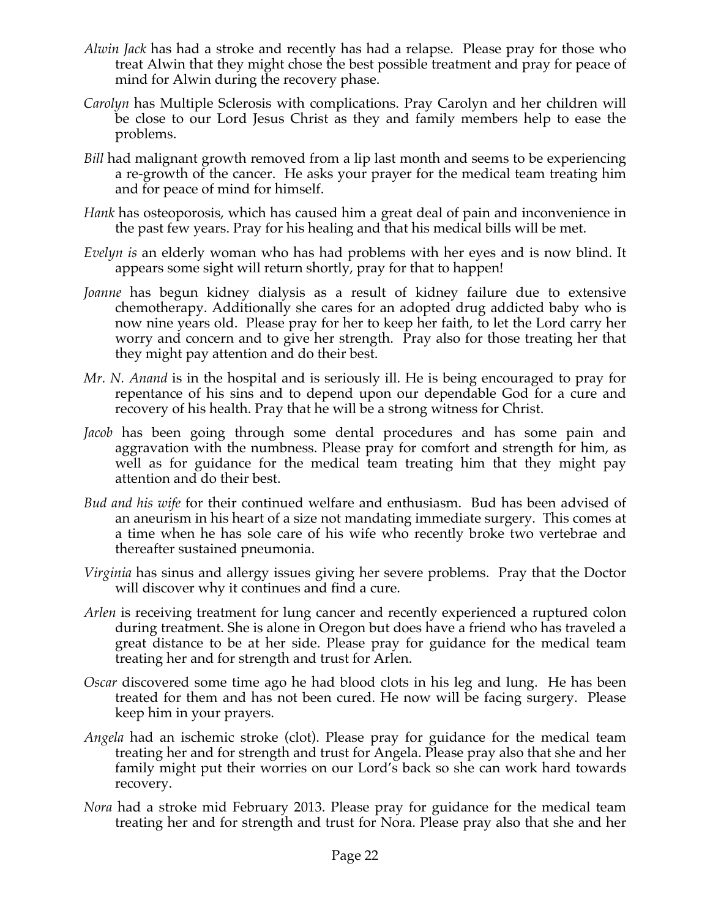*Alwin Jack* has had a stroke and recently has had a relapse. Please pray for those who treat Alwin that they might chose the best possible treatment and pray for peace of mind for Alwin during the recovery phase.

*Carolyn* has Multiple Sclerosis with complications. Pray Carolyn and her children will be close to our Lord Jesus Christ as they and family members help to ease the problems.

*Bill* had malignant growth removed from a lip last month and seems to be experiencing a re-growth of the cancer. He asks your prayer for the medical team treating him and for peace of mind for himself.

*Hank* has osteoporosis, which has caused him a great deal of pain and inconvenience in the past few years. Pray for his healing and that his medical bills will be met.

*Evelyn is* an elderly woman who has had problems with her eyes and is now blind. It appears some sight will return shortly, pray for that to happen!

*Joanne* has begun kidney dialysis as a result of kidney failure due to extensive chemotherapy. Additionally she cares for an adopted drug addicted baby who is now nine years old. Please pray for her to keep her faith, to let the Lord carry her worry and concern and to give her strength. Pray also for those treating her that they might pay attention and do their best.

*Mr. N. Anand* is in the hospital and is seriously ill. He is being encouraged to pray for repentance of his sins and to depend upon our dependable God for a cure and recovery of his health. Pray that he will be a strong witness for Christ.

*Jacob* has been going through some dental procedures and has some pain and aggravation with the numbness. Please pray for comfort and strength for him, as well as for guidance for the medical team treating him that they might pay attention and do their best.

*Bud and his wife* for their continued welfare and enthusiasm. Bud has been advised of an aneurism in his heart of a size not mandating immediate surgery. This comes at a time when he has sole care of his wife who recently broke two vertebrae and thereafter sustained pneumonia.

*Virginia* has sinus and allergy issues giving her severe problems. Pray that the Doctor will discover why it continues and find a cure.

*Arlen* is receiving treatment for lung cancer and recently experienced a ruptured colon during treatment. She is alone in Oregon but does have a friend who has traveled a great distance to be at her side. Please pray for guidance for the medical team treating her and for strength and trust for Arlen.

*Oscar* discovered some time ago he had blood clots in his leg and lung. He has been treated for them and has not been cured. He now will be facing surgery. Please keep him in your prayers.

*Angela* had an ischemic stroke (clot). Please pray for guidance for the medical team treating her and for strength and trust for Angela. Please pray also that she and her family might put their worries on our Lord's back so she can work hard towards recovery.

*Nora* had a stroke mid February 2013. Please pray for guidance for the medical team treating her and for strength and trust for Nora. Please pray also that she and her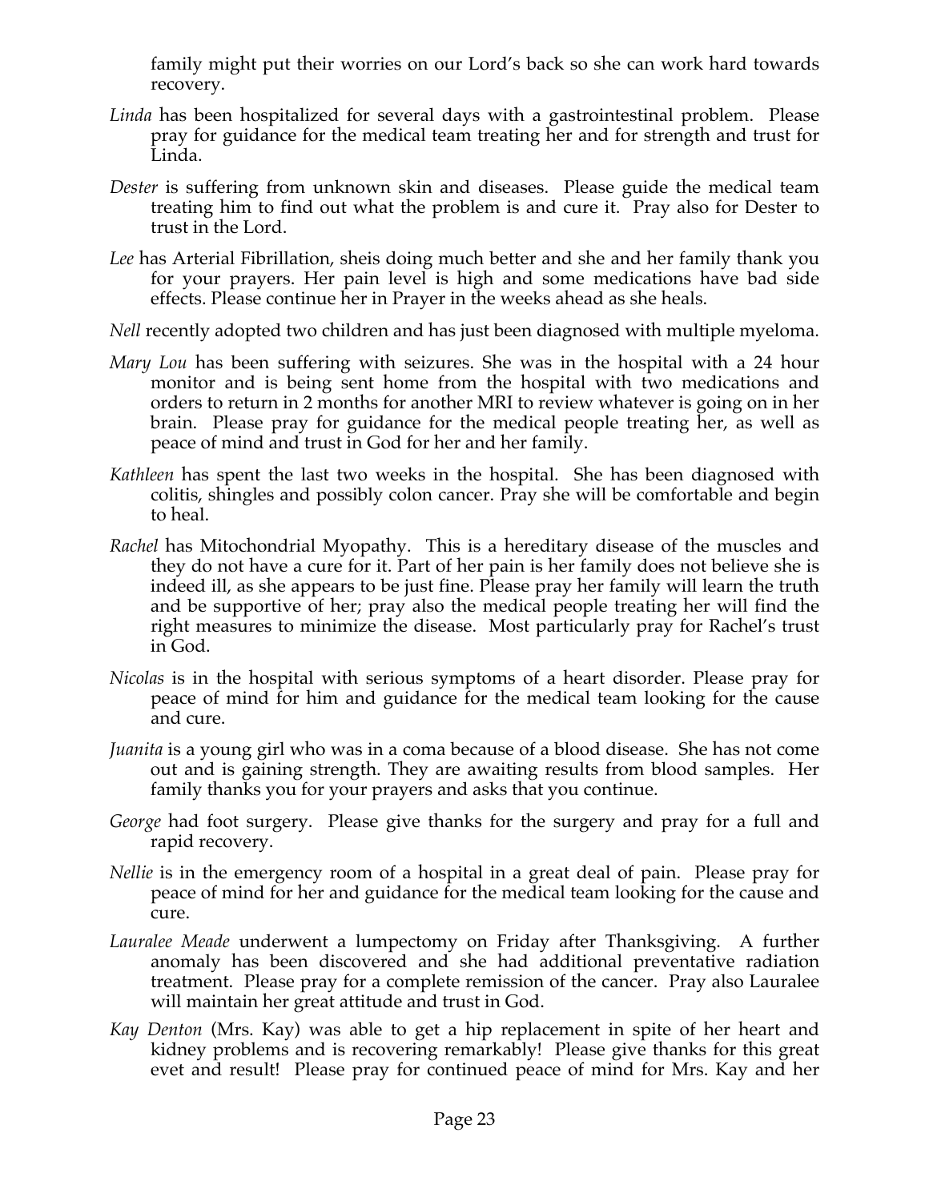family might put their worries on our Lord's back so she can work hard towards recovery.

*Linda* has been hospitalized for several days with a gastrointestinal problem. Please pray for guidance for the medical team treating her and for strength and trust for Linda.

*Dester* is suffering from unknown skin and diseases. Please guide the medical team treating him to find out what the problem is and cure it. Pray also for Dester to trust in the Lord.

*Lee* has Arterial Fibrillation, sheis doing much better and she and her family thank you for your prayers. Her pain level is high and some medications have bad side effects. Please continue her in Prayer in the weeks ahead as she heals.

*Nell* recently adopted two children and has just been diagnosed with multiple myeloma.

*Mary Lou* has been suffering with seizures. She was in the hospital with a 24 hour monitor and is being sent home from the hospital with two medications and orders to return in 2 months for another MRI to review whatever is going on in her brain. Please pray for guidance for the medical people treating her, as well as peace of mind and trust in God for her and her family.

*Kathleen* has spent the last two weeks in the hospital. She has been diagnosed with colitis, shingles and possibly colon cancer. Pray she will be comfortable and begin to heal.

*Rachel* has Mitochondrial Myopathy. This is a hereditary disease of the muscles and they do not have a cure for it. Part of her pain is her family does not believe she is indeed ill, as she appears to be just fine. Please pray her family will learn the truth and be supportive of her; pray also the medical people treating her will find the right measures to minimize the disease. Most particularly pray for Rachel's trust in God.

*Nicolas* is in the hospital with serious symptoms of a heart disorder. Please pray for peace of mind for him and guidance for the medical team looking for the cause and cure.

*Juanita* is a young girl who was in a coma because of a blood disease. She has not come out and is gaining strength. They are awaiting results from blood samples. Her family thanks you for your prayers and asks that you continue.

*George* had foot surgery. Please give thanks for the surgery and pray for a full and rapid recovery.

*Nellie* is in the emergency room of a hospital in a great deal of pain. Please pray for peace of mind for her and guidance for the medical team looking for the cause and cure.

*Lauralee Meade* underwent a lumpectomy on Friday after Thanksgiving. A further anomaly has been discovered and she had additional preventative radiation treatment. Please pray for a complete remission of the cancer. Pray also Lauralee will maintain her great attitude and trust in God.

*Kay Denton* (Mrs. Kay) was able to get a hip replacement in spite of her heart and kidney problems and is recovering remarkably! Please give thanks for this great evet and result! Please pray for continued peace of mind for Mrs. Kay and her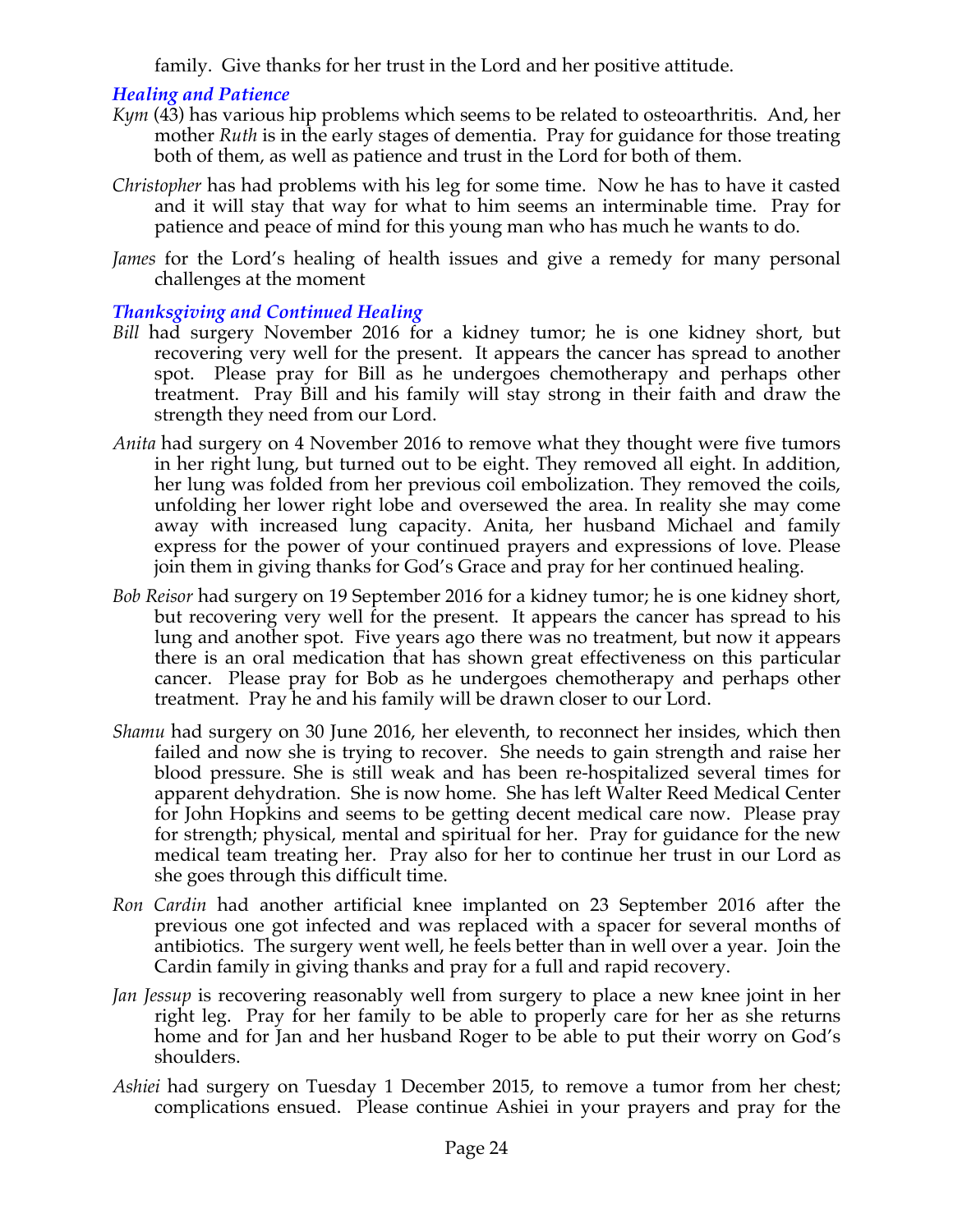family. Give thanks for her trust in the Lord and her positive attitude.

### *Healing and Patience*

*Kym* (43) has various hip problems which seems to be related to osteoarthritis. And, her mother *Ruth* is in the early stages of dementia. Pray for guidance for those treating both of them, as well as patience and trust in the Lord for both of them.

*Christopher* has had problems with his leg for some time. Now he has to have it casted and it will stay that way for what to him seems an interminable time. Pray for patience and peace of mind for this young man who has much he wants to do.

*James* for the Lord's healing of health issues and give a remedy for many personal challenges at the moment

### *Thanksgiving and Continued Healing*

*Bill* had surgery November 2016 for a kidney tumor; he is one kidney short, but recovering very well for the present. It appears the cancer has spread to another spot. Please pray for Bill as he undergoes chemotherapy and perhaps other treatment. Pray Bill and his family will stay strong in their faith and draw the strength they need from our Lord.

*Anita* had surgery on 4 November 2016 to remove what they thought were five tumors in her right lung, but turned out to be eight. They removed all eight. In addition, her lung was folded from her previous coil embolization. They removed the coils, unfolding her lower right lobe and oversewed the area. In reality she may come away with increased lung capacity. Anita, her husband Michael and family express for the power of your continued prayers and expressions of love. Please join them in giving thanks for God's Grace and pray for her continued healing.

*Bob Reisor* had surgery on 19 September 2016 for a kidney tumor; he is one kidney short, but recovering very well for the present. It appears the cancer has spread to his lung and another spot. Five years ago there was no treatment, but now it appears there is an oral medication that has shown great effectiveness on this particular cancer. Please pray for Bob as he undergoes chemotherapy and perhaps other treatment. Pray he and his family will be drawn closer to our Lord.

*Shamu* had surgery on 30 June 2016, her eleventh, to reconnect her insides, which then failed and now she is trying to recover. She needs to gain strength and raise her blood pressure. She is still weak and has been re-hospitalized several times for apparent dehydration. She is now home. She has left Walter Reed Medical Center for John Hopkins and seems to be getting decent medical care now. Please pray for strength; physical, mental and spiritual for her. Pray for guidance for the new medical team treating her. Pray also for her to continue her trust in our Lord as she goes through this difficult time.

*Ron Cardin* had another artificial knee implanted on 23 September 2016 after the previous one got infected and was replaced with a spacer for several months of antibiotics. The surgery went well, he feels better than in well over a year. Join the Cardin family in giving thanks and pray for a full and rapid recovery.

*Jan Jessup* is recovering reasonably well from surgery to place a new knee joint in her right leg. Pray for her family to be able to properly care for her as she returns home and for Jan and her husband Roger to be able to put their worry on God's shoulders.

*Ashiei* had surgery on Tuesday 1 December 2015, to remove a tumor from her chest; complications ensued. Please continue Ashiei in your prayers and pray for the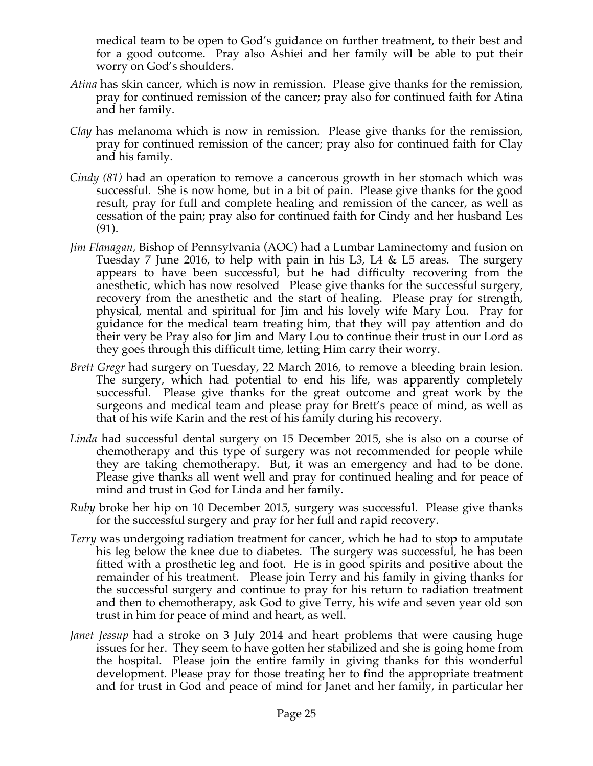medical team to be open to God's guidance on further treatment, to their best and for a good outcome. Pray also Ashiei and her family will be able to put their worry on God's shoulders.

*Atina* has skin cancer, which is now in remission. Please give thanks for the remission, pray for continued remission of the cancer; pray also for continued faith for Atina and her family.

*Clay* has melanoma which is now in remission. Please give thanks for the remission, pray for continued remission of the cancer; pray also for continued faith for Clay and his family.

*Cindy (81)* had an operation to remove a cancerous growth in her stomach which was successful. She is now home, but in a bit of pain. Please give thanks for the good result, pray for full and complete healing and remission of the cancer, as well as cessation of the pain; pray also for continued faith for Cindy and her husband Les (91).

*Jim Flanagan*, Bishop of Pennsylvania (AOC) had a Lumbar Laminectomy and fusion on Tuesday 7 June 2016, to help with pain in his L3, L4 & L5 areas. The surgery appears to have been successful, but he had difficulty recovering from the anesthetic, which has now resolved Please give thanks for the successful surgery, recovery from the anesthetic and the start of healing. Please pray for strength, physical, mental and spiritual for Jim and his lovely wife Mary Lou. Pray for guidance for the medical team treating him, that they will pay attention and do their very be Pray also for Jim and Mary Lou to continue their trust in our Lord as they goes through this difficult time, letting Him carry their worry.

*Brett Gregr* had surgery on Tuesday, 22 March 2016, to remove a bleeding brain lesion. The surgery, which had potential to end his life, was apparently completely successful. Please give thanks for the great outcome and great work by the surgeons and medical team and please pray for Brett's peace of mind, as well as that of his wife Karin and the rest of his family during his recovery.

*Linda* had successful dental surgery on 15 December 2015, she is also on a course of chemotherapy and this type of surgery was not recommended for people while they are taking chemotherapy. But, it was an emergency and had to be done. Please give thanks all went well and pray for continued healing and for peace of mind and trust in God for Linda and her family.

*Ruby* broke her hip on 10 December 2015, surgery was successful. Please give thanks for the successful surgery and pray for her full and rapid recovery.

*Terry* was undergoing radiation treatment for cancer, which he had to stop to amputate his leg below the knee due to diabetes. The surgery was successful, he has been fitted with a prosthetic leg and foot. He is in good spirits and positive about the remainder of his treatment. Please join Terry and his family in giving thanks for the successful surgery and continue to pray for his return to radiation treatment and then to chemotherapy, ask God to give Terry, his wife and seven year old son trust in him for peace of mind and heart, as well.

*Janet Jessup* had a stroke on 3 July 2014 and heart problems that were causing huge issues for her. They seem to have gotten her stabilized and she is going home from the hospital. Please join the entire family in giving thanks for this wonderful development. Please pray for those treating her to find the appropriate treatment and for trust in God and peace of mind for Janet and her family, in particular her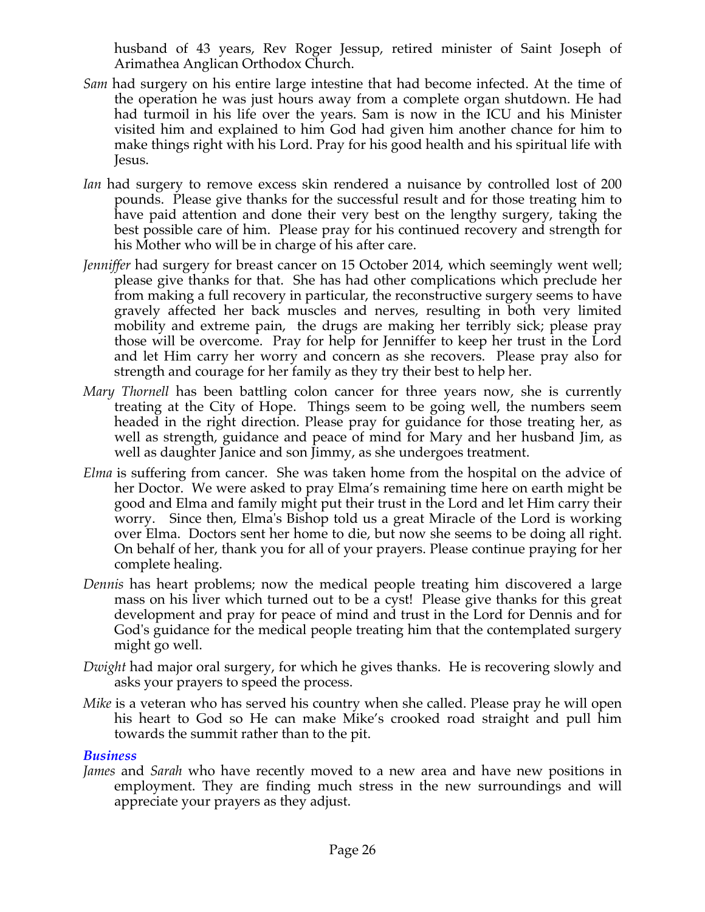husband of 43 years, Rev Roger Jessup, retired minister of Saint Joseph of Arimathea Anglican Orthodox Church.

*Sam* had surgery on his entire large intestine that had become infected. At the time of the operation he was just hours away from a complete organ shutdown. He had had turmoil in his life over the years. Sam is now in the ICU and his Minister visited him and explained to him God had given him another chance for him to make things right with his Lord. Pray for his good health and his spiritual life with Jesus.

*Ian* had surgery to remove excess skin rendered a nuisance by controlled lost of 200 pounds. Please give thanks for the successful result and for those treating him to have paid attention and done their very best on the lengthy surgery, taking the best possible care of him. Please pray for his continued recovery and strength for his Mother who will be in charge of his after care.

*Jenniffer* had surgery for breast cancer on 15 October 2014, which seemingly went well; please give thanks for that. She has had other complications which preclude her from making a full recovery in particular, the reconstructive surgery seems to have gravely affected her back muscles and nerves, resulting in both very limited mobility and extreme pain, the drugs are making her terribly sick; please pray those will be overcome. Pray for help for Jenniffer to keep her trust in the Lord and let Him carry her worry and concern as she recovers. Please pray also for strength and courage for her family as they try their best to help her.

*Mary Thornell* has been battling colon cancer for three years now, she is currently treating at the City of Hope. Things seem to be going well, the numbers seem headed in the right direction. Please pray for guidance for those treating her, as well as strength, guidance and peace of mind for Mary and her husband Jim, as well as daughter Janice and son Jimmy, as she undergoes treatment.

*Elma* is suffering from cancer. She was taken home from the hospital on the advice of her Doctor. We were asked to pray Elma's remaining time here on earth might be good and Elma and family might put their trust in the Lord and let Him carry their worry. Since then, Elma's Bishop told us a great Miracle of the Lord is working over Elma. Doctors sent her home to die, but now she seems to be doing all right. On behalf of her, thank you for all of your prayers. Please continue praying for her complete healing.

*Dennis* has heart problems; now the medical people treating him discovered a large mass on his liver which turned out to be a cyst! Please give thanks for this great development and pray for peace of mind and trust in the Lord for Dennis and for God's guidance for the medical people treating him that the contemplated surgery might go well.

*Dwight* had major oral surgery, for which he gives thanks. He is recovering slowly and asks your prayers to speed the process.

*Mike* is a veteran who has served his country when she called. Please pray he will open his heart to God so He can make Mike's crooked road straight and pull him towards the summit rather than to the pit.

### *Business*

*James* and *Sarah* who have recently moved to a new area and have new positions in employment. They are finding much stress in the new surroundings and will appreciate your prayers as they adjust.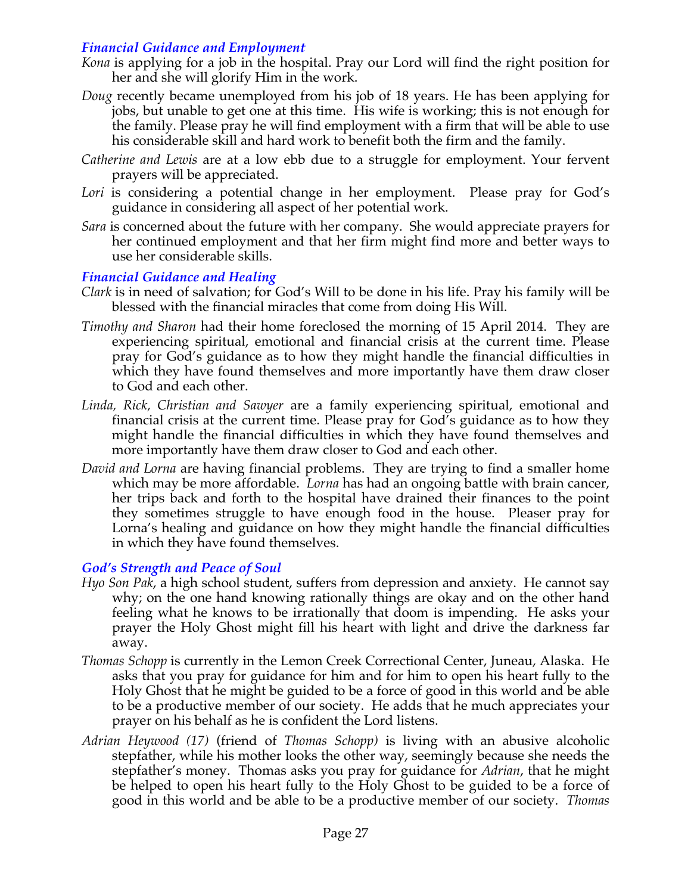### *Financial Guidance and Employment*

*Kona* is applying for a job in the hospital. Pray our Lord will find the right position for her and she will glorify Him in the work.

*Doug* recently became unemployed from his job of 18 years. He has been applying for jobs, but unable to get one at this time. His wife is working; this is not enough for the family. Please pray he will find employment with a firm that will be able to use his considerable skill and hard work to benefit both the firm and the family.

*Catherine and Lewis* are at a low ebb due to a struggle for employment. Your fervent prayers will be appreciated.

*Lori* is considering a potential change in her employment. Please pray for God's guidance in considering all aspect of her potential work.

*Sara* is concerned about the future with her company. She would appreciate prayers for her continued employment and that her firm might find more and better ways to use her considerable skills.

### *Financial Guidance and Healing*

*Clark* is in need of salvation; for God's Will to be done in his life. Pray his family will be blessed with the financial miracles that come from doing His Will.

*Timothy and Sharon* had their home foreclosed the morning of 15 April 2014. They are experiencing spiritual, emotional and financial crisis at the current time. Please pray for God's guidance as to how they might handle the financial difficulties in which they have found themselves and more importantly have them draw closer to God and each other.

*Linda, Rick, Christian and Sawyer* are a family experiencing spiritual, emotional and financial crisis at the current time. Please pray for God's guidance as to how they might handle the financial difficulties in which they have found themselves and more importantly have them draw closer to God and each other.

*David and Lorna* are having financial problems. They are trying to find a smaller home which may be more affordable. *Lorna* has had an ongoing battle with brain cancer, her trips back and forth to the hospital have drained their finances to the point they sometimes struggle to have enough food in the house. Pleaser pray for Lorna's healing and guidance on how they might handle the financial difficulties in which they have found themselves.

### *God's Strength and Peace of Soul*

*Hyo Son Pak*, a high school student, suffers from depression and anxiety. He cannot say why; on the one hand knowing rationally things are okay and on the other hand feeling what he knows to be irrationally that doom is impending. He asks your prayer the Holy Ghost might fill his heart with light and drive the darkness far away.

*Thomas Schopp* is currently in the Lemon Creek Correctional Center, Juneau, Alaska. He asks that you pray for guidance for him and for him to open his heart fully to the Holy Ghost that he might be guided to be a force of good in this world and be able to be a productive member of our society. He adds that he much appreciates your prayer on his behalf as he is confident the Lord listens.

*Adrian Heywood (17)* (friend of *Thomas Schopp)* is living with an abusive alcoholic stepfather, while his mother looks the other way, seemingly because she needs the stepfather's money. Thomas asks you pray for guidance for *Adrian*, that he might be helped to open his heart fully to the Holy Ghost to be guided to be a force of good in this world and be able to be a productive member of our society. *Thomas*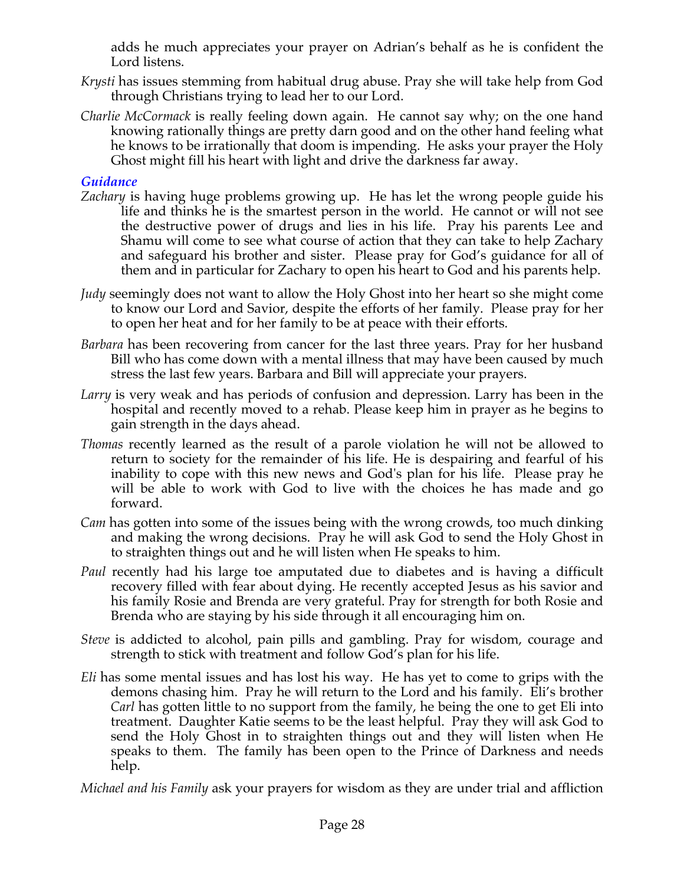adds he much appreciates your prayer on Adrian's behalf as he is confident the Lord listens.

*Krysti* has issues stemming from habitual drug abuse. Pray she will take help from God through Christians trying to lead her to our Lord.

*Charlie McCormack* is really feeling down again. He cannot say why; on the one hand knowing rationally things are pretty darn good and on the other hand feeling what he knows to be irrationally that doom is impending. He asks your prayer the Holy Ghost might fill his heart with light and drive the darkness far away.

### *Guidance*

*Zachary* is having huge problems growing up. He has let the wrong people guide his life and thinks he is the smartest person in the world. He cannot or will not see the destructive power of drugs and lies in his life. Pray his parents Lee and Shamu will come to see what course of action that they can take to help Zachary and safeguard his brother and sister. Please pray for God's guidance for all of them and in particular for Zachary to open his heart to God and his parents help.

*Judy* seemingly does not want to allow the Holy Ghost into her heart so she might come to know our Lord and Savior, despite the efforts of her family. Please pray for her to open her heat and for her family to be at peace with their efforts.

*Barbara* has been recovering from cancer for the last three years. Pray for her husband Bill who has come down with a mental illness that may have been caused by much stress the last few years. Barbara and Bill will appreciate your prayers.

*Larry* is very weak and has periods of confusion and depression. Larry has been in the hospital and recently moved to a rehab. Please keep him in prayer as he begins to gain strength in the days ahead.

*Thomas* recently learned as the result of a parole violation he will not be allowed to return to society for the remainder of his life. He is despairing and fearful of his inability to cope with this new news and God's plan for his life. Please pray he will be able to work with God to live with the choices he has made and go forward.

*Cam* has gotten into some of the issues being with the wrong crowds, too much dinking and making the wrong decisions. Pray he will ask God to send the Holy Ghost in to straighten things out and he will listen when He speaks to him.

*Paul* recently had his large toe amputated due to diabetes and is having a difficult recovery filled with fear about dying. He recently accepted Jesus as his savior and his family Rosie and Brenda are very grateful. Pray for strength for both Rosie and Brenda who are staying by his side through it all encouraging him on.

*Steve* is addicted to alcohol, pain pills and gambling. Pray for wisdom, courage and strength to stick with treatment and follow God's plan for his life.

*Eli* has some mental issues and has lost his way. He has yet to come to grips with the demons chasing him. Pray he will return to the Lord and his family. Eli's brother *Carl* has gotten little to no support from the family, he being the one to get Eli into treatment. Daughter Katie seems to be the least helpful. Pray they will ask God to send the Holy Ghost in to straighten things out and they will listen when He speaks to them. The family has been open to the Prince of Darkness and needs help.

*Michael and his Family* ask your prayers for wisdom as they are under trial and affliction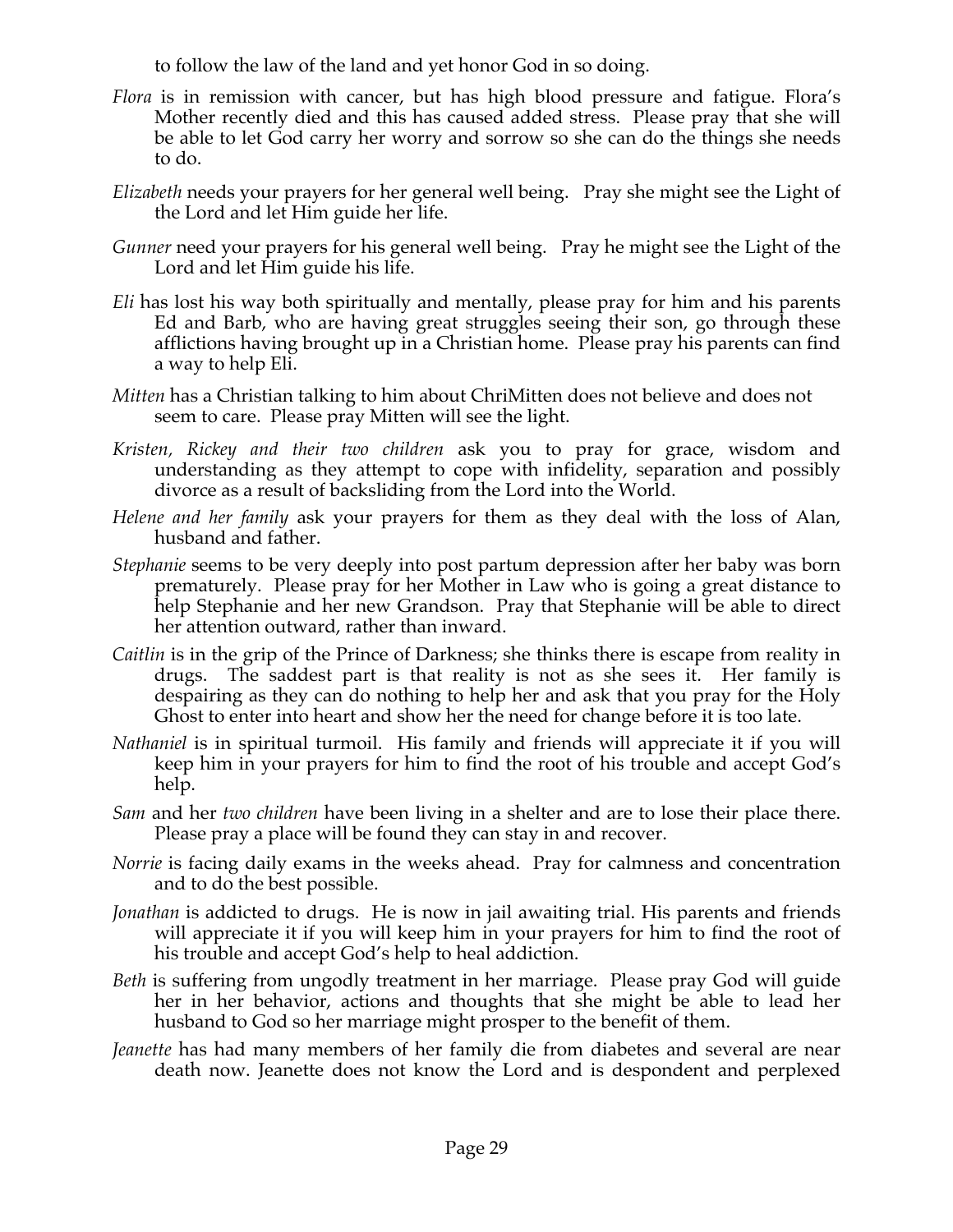to follow the law of the land and yet honor God in so doing.

*Flora* is in remission with cancer, but has high blood pressure and fatigue. Flora's Mother recently died and this has caused added stress. Please pray that she will be able to let God carry her worry and sorrow so she can do the things she needs to do.

*Elizabeth* needs your prayers for her general well being. Pray she might see the Light of the Lord and let Him guide her life.

*Gunner* need your prayers for his general well being. Pray he might see the Light of the Lord and let Him guide his life.

*Eli* has lost his way both spiritually and mentally, please pray for him and his parents Ed and Barb, who are having great struggles seeing their son, go through these afflictions having brought up in a Christian home. Please pray his parents can find a way to help Eli.

*Mitten* has a Christian talking to him about ChriMitten does not believe and does not seem to care. Please pray Mitten will see the light.

*Kristen, Rickey and their two children* ask you to pray for grace, wisdom and understanding as they attempt to cope with infidelity, separation and possibly divorce as a result of backsliding from the Lord into the World.

*Helene and her family* ask your prayers for them as they deal with the loss of Alan, husband and father.

*Stephanie* seems to be very deeply into post partum depression after her baby was born prematurely. Please pray for her Mother in Law who is going a great distance to help Stephanie and her new Grandson. Pray that Stephanie will be able to direct her attention outward, rather than inward.

*Caitlin* is in the grip of the Prince of Darkness; she thinks there is escape from reality in drugs. The saddest part is that reality is not as she sees it. Her family is despairing as they can do nothing to help her and ask that you pray for the Holy Ghost to enter into heart and show her the need for change before it is too late.

*Nathaniel* is in spiritual turmoil. His family and friends will appreciate it if you will keep him in your prayers for him to find the root of his trouble and accept God's help.

*Sam* and her *two children* have been living in a shelter and are to lose their place there. Please pray a place will be found they can stay in and recover.

*Norrie* is facing daily exams in the weeks ahead. Pray for calmness and concentration and to do the best possible.

*Jonathan* is addicted to drugs. He is now in jail awaiting trial. His parents and friends will appreciate it if you will keep him in your prayers for him to find the root of his trouble and accept God's help to heal addiction.

*Beth* is suffering from ungodly treatment in her marriage. Please pray God will guide her in her behavior, actions and thoughts that she might be able to lead her husband to God so her marriage might prosper to the benefit of them.

*Jeanette* has had many members of her family die from diabetes and several are near death now. Jeanette does not know the Lord and is despondent and perplexed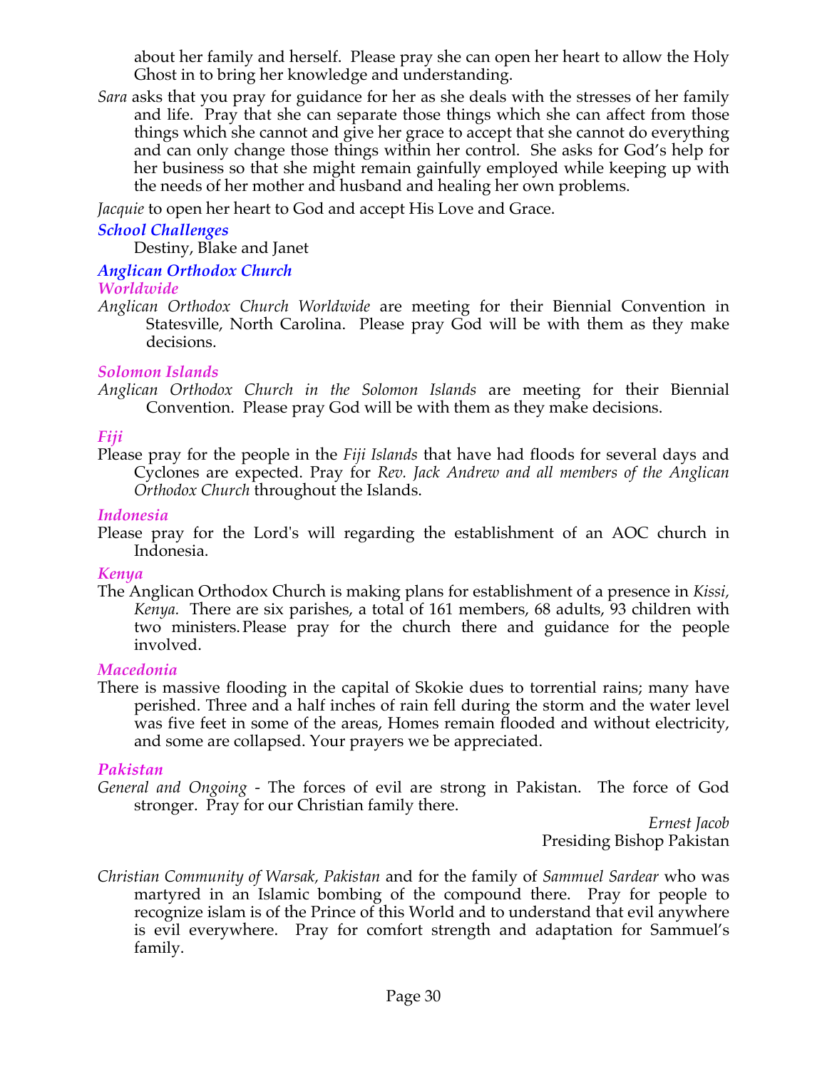about her family and herself. Please pray she can open her heart to allow the Holy Ghost in to bring her knowledge and understanding.

*Sara* asks that you pray for guidance for her as she deals with the stresses of her family and life. Pray that she can separate those things which she can affect from those things which she cannot and give her grace to accept that she cannot do everything and can only change those things within her control. She asks for God's help for her business so that she might remain gainfully employed while keeping up with the needs of her mother and husband and healing her own problems.

*Jacquie* to open her heart to God and accept His Love and Grace.

### *School Challenges*

Destiny, Blake and Janet

### *Anglican Orthodox Church*

#### *Worldwide*

*Anglican Orthodox Church Worldwide* are meeting for their Biennial Convention in Statesville, North Carolina. Please pray God will be with them as they make decisions.

#### *Solomon Islands*

*Anglican Orthodox Church in the Solomon Islands* are meeting for their Biennial Convention. Please pray God will be with them as they make decisions.

#### *Fiji*

Please pray for the people in the *Fiji Islands* that have had floods for several days and Cyclones are expected. Pray for *Rev. Jack Andrew and all members of the Anglican Orthodox Church* throughout the Islands.

#### *Indonesia*

Please pray for the Lord's will regarding the establishment of an AOC church in Indonesia.

#### *Kenya*

The Anglican Orthodox Church is making plans for establishment of a presence in *Kissi, Kenya.* There are six parishes, a total of 161 members, 68 adults, 93 children with two ministers. Please pray for the church there and guidance for the people involved.

#### *Macedonia*

There is massive flooding in the capital of Skokie dues to torrential rains; many have perished. Three and a half inches of rain fell during the storm and the water level was five feet in some of the areas, Homes remain flooded and without electricity, and some are collapsed. Your prayers we be appreciated.

#### *Pakistan*

*General and Ongoing* - The forces of evil are strong in Pakistan. The force of God stronger. Pray for our Christian family there.

*Ernest Jacob*
Presiding Bishop Pakistan

*Christian Community of Warsak, Pakistan* and for the family of *Sammuel Sardear* who was martyred in an Islamic bombing of the compound there. Pray for people to recognize islam is of the Prince of this World and to understand that evil anywhere is evil everywhere. Pray for comfort strength and adaptation for Sammuel's family.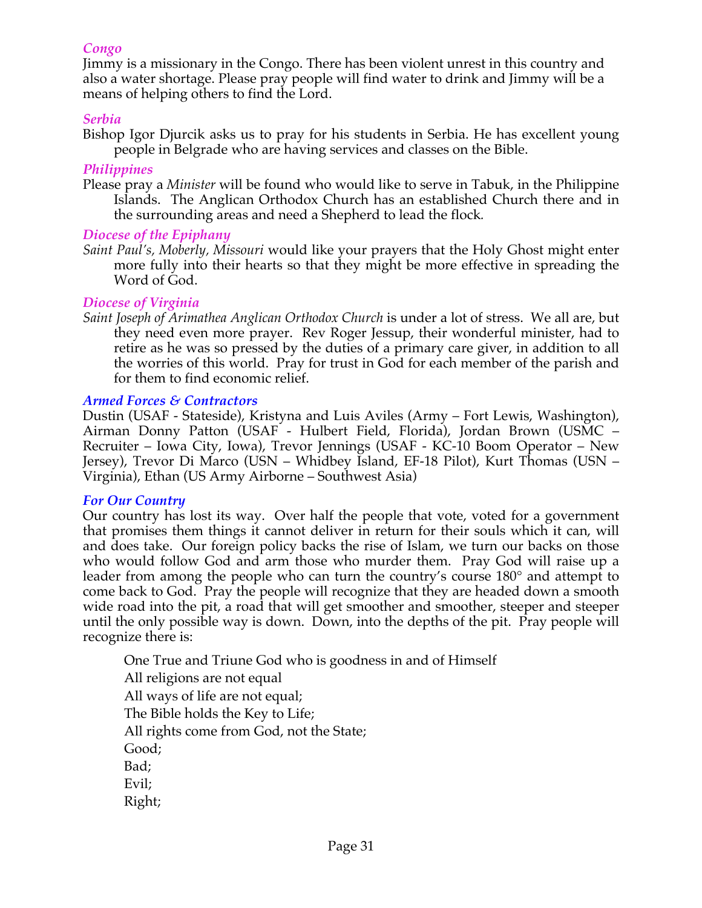### *Congo*

Jimmy is a missionary in the Congo. There has been violent unrest in this country and also a water shortage. Please pray people will find water to drink and Jimmy will be a means of helping others to find the Lord.

### *Serbia*

Bishop Igor Djurcik asks us to pray for his students in Serbia. He has excellent young people in Belgrade who are having services and classes on the Bible.

### *Philippines*

Please pray a *Minister* will be found who would like to serve in Tabuk, in the Philippine Islands. The Anglican Orthodox Church has an established Church there and in the surrounding areas and need a Shepherd to lead the flock.

### *Diocese of the Epiphany*

*Saint Paul's, Moberly, Missouri* would like your prayers that the Holy Ghost might enter more fully into their hearts so that they might be more effective in spreading the Word of God.

### *Diocese of Virginia*

*Saint Joseph of Arimathea Anglican Orthodox Church* is under a lot of stress. We all are, but they need even more prayer. Rev Roger Jessup, their wonderful minister, had to retire as he was so pressed by the duties of a primary care giver, in addition to all the worries of this world. Pray for trust in God for each member of the parish and for them to find economic relief.

### *Armed Forces & Contractors*

Dustin (USAF - Stateside), Kristyna and Luis Aviles (Army – Fort Lewis, Washington), Airman Donny Patton (USAF - Hulbert Field, Florida), Jordan Brown (USMC – Recruiter – Iowa City, Iowa), Trevor Jennings (USAF - KC-10 Boom Operator – New Jersey), Trevor Di Marco (USN – Whidbey Island, EF-18 Pilot), Kurt Thomas (USN – Virginia), Ethan (US Army Airborne – Southwest Asia)

### *For Our Country*

Our country has lost its way. Over half the people that vote, voted for a government that promises them things it cannot deliver in return for their souls which it can, will and does take. Our foreign policy backs the rise of Islam, we turn our backs on those who would follow God and arm those who murder them. Pray God will raise up a leader from among the people who can turn the country's course 180° and attempt to come back to God. Pray the people will recognize that they are headed down a smooth wide road into the pit, a road that will get smoother and smoother, steeper and steeper until the only possible way is down. Down, into the depths of the pit. Pray people will recognize there is:

> One True and Triune God who is goodness in and of Himself
> All religions are not equal
> All ways of life are not equal;
> The Bible holds the Key to Life;
> All rights come from God, not the State;
> Good;
> Bad;
> Evil;
> Right;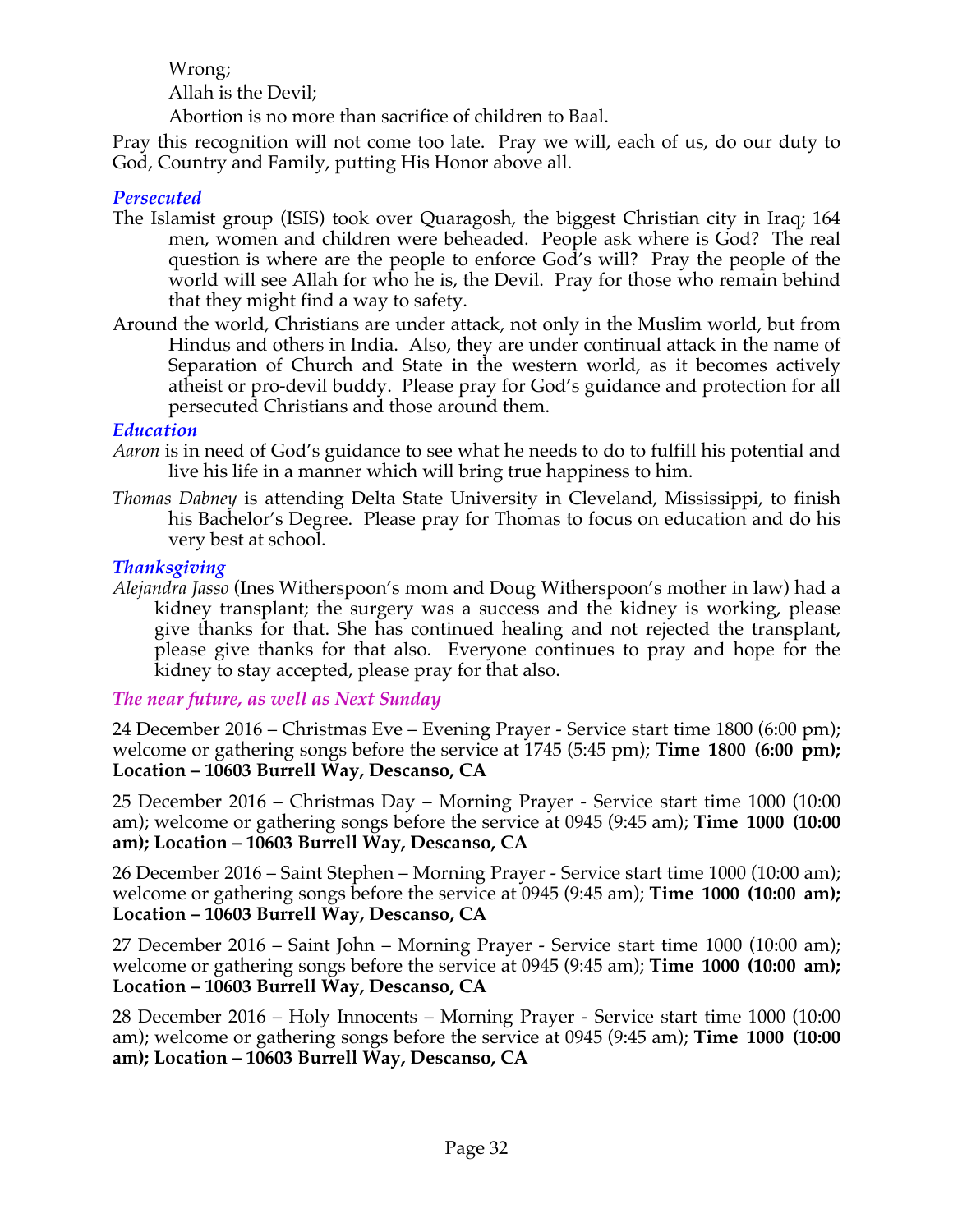Wrong;

Allah is the Devil;

Abortion is no more than sacrifice of children to Baal.

Pray this recognition will not come too late. Pray we will, each of us, do our duty to God, Country and Family, putting His Honor above all.

### *Persecuted*

The Islamist group (ISIS) took over Quaragosh, the biggest Christian city in Iraq; 164 men, women and children were beheaded. People ask where is God? The real question is where are the people to enforce God's will? Pray the people of the world will see Allah for who he is, the Devil. Pray for those who remain behind that they might find a way to safety.

Around the world, Christians are under attack, not only in the Muslim world, but from Hindus and others in India. Also, they are under continual attack in the name of Separation of Church and State in the western world, as it becomes actively atheist or pro-devil buddy. Please pray for God's guidance and protection for all persecuted Christians and those around them.

### *Education*

*Aaron* is in need of God's guidance to see what he needs to do to fulfill his potential and live his life in a manner which will bring true happiness to him.

*Thomas Dabney* is attending Delta State University in Cleveland, Mississippi, to finish his Bachelor's Degree. Please pray for Thomas to focus on education and do his very best at school.

### *Thanksgiving*

*Alejandra Jasso* (Ines Witherspoon's mom and Doug Witherspoon's mother in law) had a kidney transplant; the surgery was a success and the kidney is working, please give thanks for that. She has continued healing and not rejected the transplant, please give thanks for that also. Everyone continues to pray and hope for the kidney to stay accepted, please pray for that also.

### *The near future, as well as Next Sunday*

24 December 2016 – Christmas Eve – Evening Prayer - Service start time 1800 (6:00 pm); welcome or gathering songs before the service at 1745 (5:45 pm); **Time 1800 (6:00 pm); Location – 10603 Burrell Way, Descanso, CA**

25 December 2016 – Christmas Day – Morning Prayer - Service start time 1000 (10:00 am); welcome or gathering songs before the service at 0945 (9:45 am); **Time 1000 (10:00 am); Location – 10603 Burrell Way, Descanso, CA**

26 December 2016 – Saint Stephen – Morning Prayer - Service start time 1000 (10:00 am); welcome or gathering songs before the service at 0945 (9:45 am); **Time 1000 (10:00 am); Location – 10603 Burrell Way, Descanso, CA**

27 December 2016 – Saint John – Morning Prayer - Service start time 1000 (10:00 am); welcome or gathering songs before the service at 0945 (9:45 am); **Time 1000 (10:00 am); Location – 10603 Burrell Way, Descanso, CA**

28 December 2016 – Holy Innocents – Morning Prayer - Service start time 1000 (10:00 am); welcome or gathering songs before the service at 0945 (9:45 am); **Time 1000 (10:00 am); Location – 10603 Burrell Way, Descanso, CA**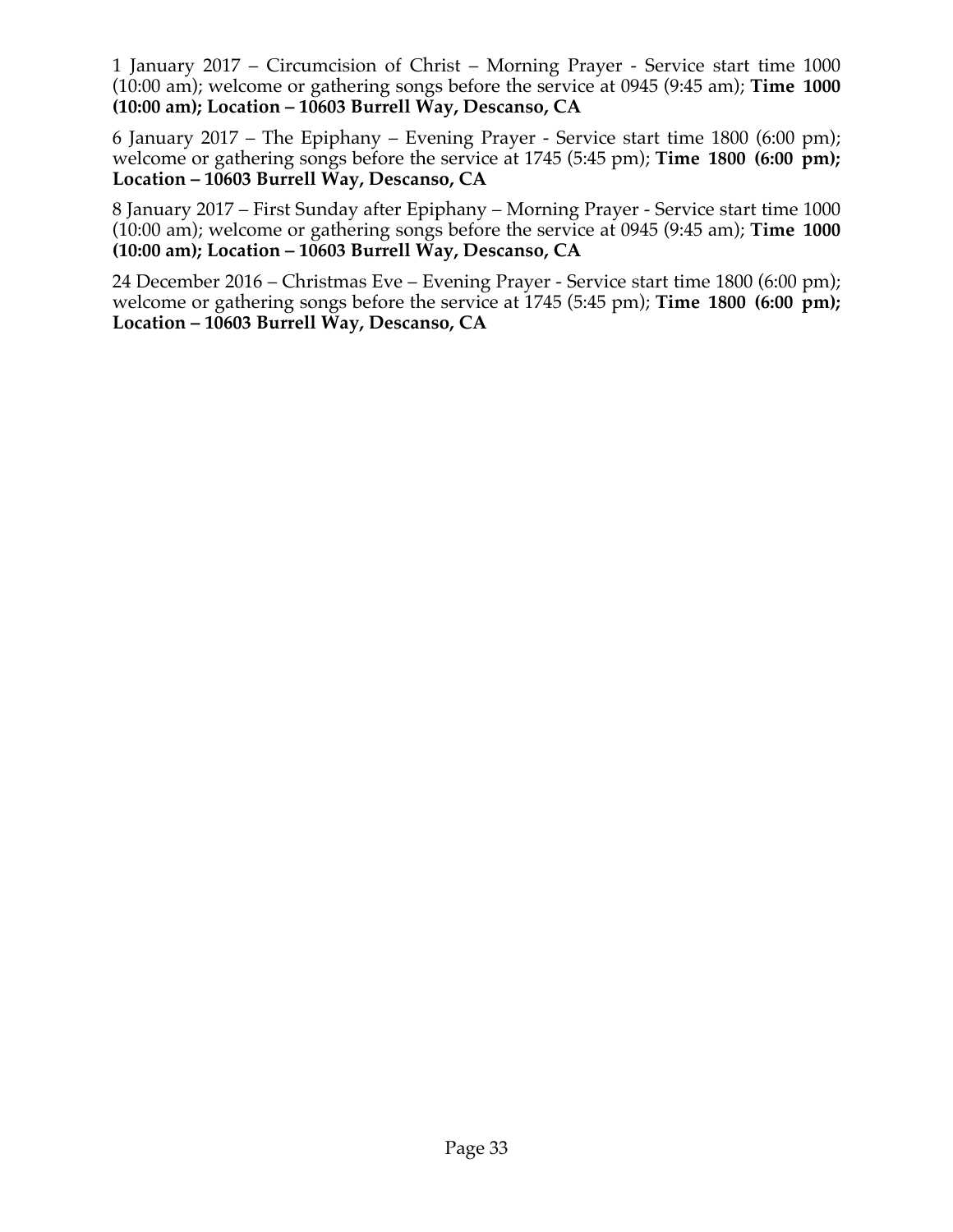1 January 2017 – Circumcision of Christ – Morning Prayer - Service start time 1000 (10:00 am); welcome or gathering songs before the service at 0945 (9:45 am); **Time 1000 (10:00 am); Location – 10603 Burrell Way, Descanso, CA**

6 January 2017 – The Epiphany – Evening Prayer - Service start time 1800 (6:00 pm); welcome or gathering songs before the service at 1745 (5:45 pm); **Time 1800 (6:00 pm); Location – 10603 Burrell Way, Descanso, CA**

8 January 2017 – First Sunday after Epiphany – Morning Prayer - Service start time 1000 (10:00 am); welcome or gathering songs before the service at 0945 (9:45 am); **Time 1000 (10:00 am); Location – 10603 Burrell Way, Descanso, CA**

24 December 2016 – Christmas Eve – Evening Prayer - Service start time 1800 (6:00 pm); welcome or gathering songs before the service at 1745 (5:45 pm); **Time 1800 (6:00 pm); Location – 10603 Burrell Way, Descanso, CA**